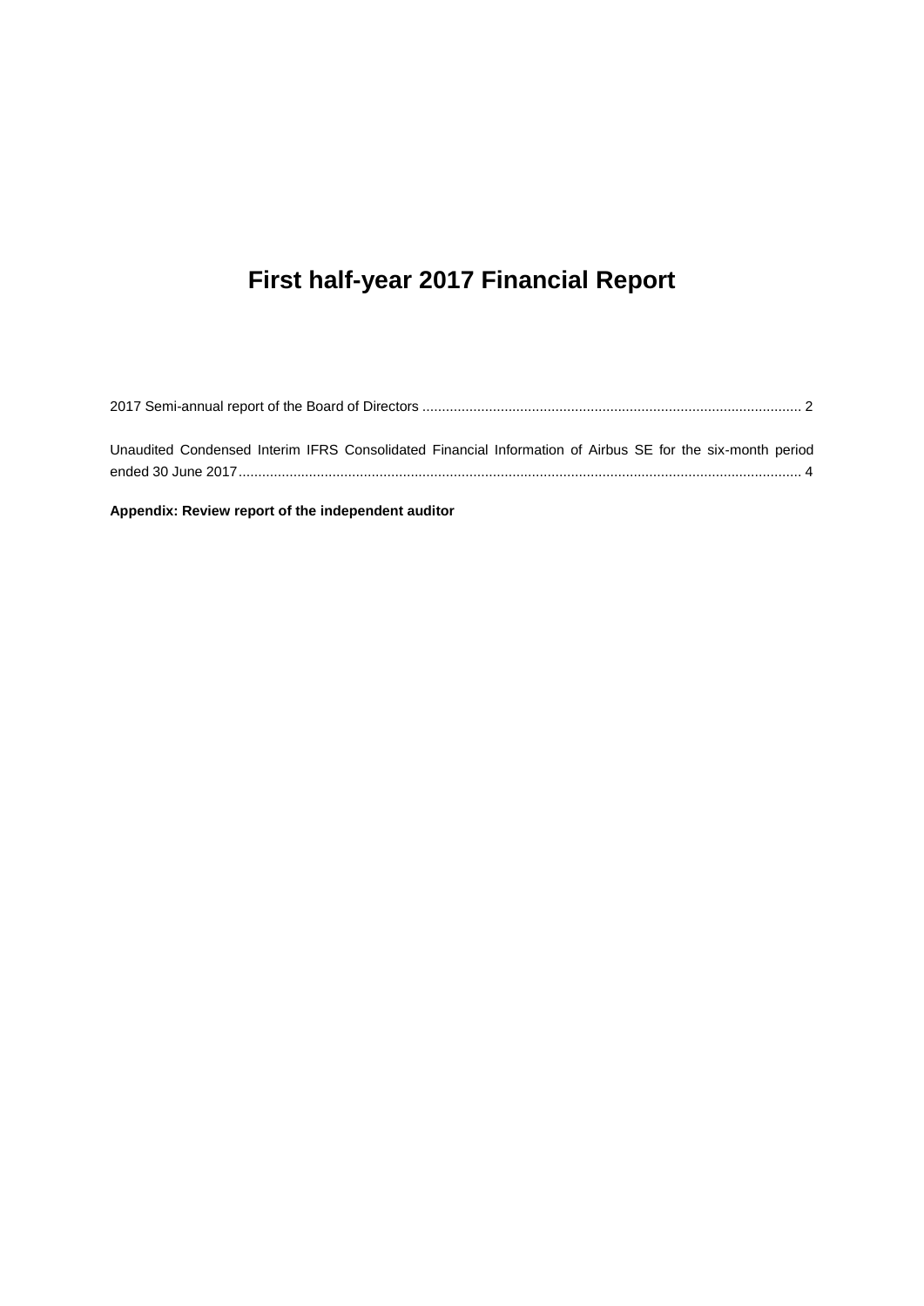# First half-year 2017 Financial Report

2017 Semi-annual report of the Board of Directors ..................................................................................................... 2

Unaudited Condensed Interim IFRS Consolidated Financial Information of Airbus SE for the six-month period ended 30 June 2017.................................................................................................................................................. 4

**Appendix: Review report of the independent auditor**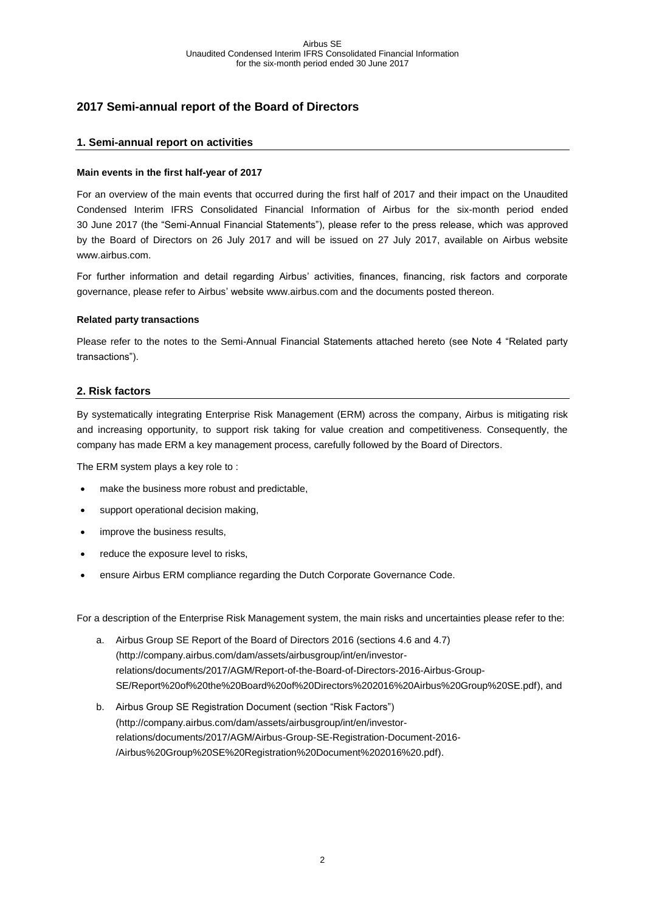# 2017 Semi-annual report of the Board of Directors

## 1. Semi-annual report on activities

**Main events in the first half-year of 2017**

For an overview of the main events that occurred during the first half of 2017 and their impact on the Unaudited Condensed Interim IFRS Consolidated Financial Information of Airbus for the six-month period ended 30 June 2017 (the "Semi-Annual Financial Statements"), please refer to the press release, which was approved by the Board of Directors on 26 July 2017 and will be issued on 27 July 2017, available on Airbus website www.airbus.com.

For further information and detail regarding Airbus' activities, finances, financing, risk factors and corporate governance, please refer to Airbus' website www.airbus.com and the documents posted thereon.

**Related party transactions**

Please refer to the notes to the Semi-Annual Financial Statements attached hereto (see Note 4 "Related party transactions").

## 2. Risk factors

By systematically integrating Enterprise Risk Management (ERM) across the company, Airbus is mitigating risk and increasing opportunity, to support risk taking for value creation and competitiveness. Consequently, the company has made ERM a key management process, carefully followed by the Board of Directors.

The ERM system plays a key role to :

- make the business more robust and predictable,
- support operational decision making,
- improve the business results,
- reduce the exposure level to risks,
- ensure Airbus ERM compliance regarding the Dutch Corporate Governance Code.

For a description of the Enterprise Risk Management system, the main risks and uncertainties please refer to the:

a. Airbus Group SE Report of the Board of Directors 2016 (sections 4.6 and 4.7) (http://company.airbus.com/dam/assets/airbusgroup/int/en/investor-relations/documents/2017/AGM/Report-of-the-Board-of-Directors-2016-Airbus-Group-SE/Report%20of%20the%20Board%20of%20Directors%202016%20Airbus%20Group%20SE.pdf), and

b. Airbus Group SE Registration Document (section "Risk Factors") (http://company.airbus.com/dam/assets/airbusgroup/int/en/investor-relations/documents/2017/AGM/Airbus-Group-SE-Registration-Document-2016-/Airbus%20Group%20SE%20Registration%20Document%202016%20.pdf).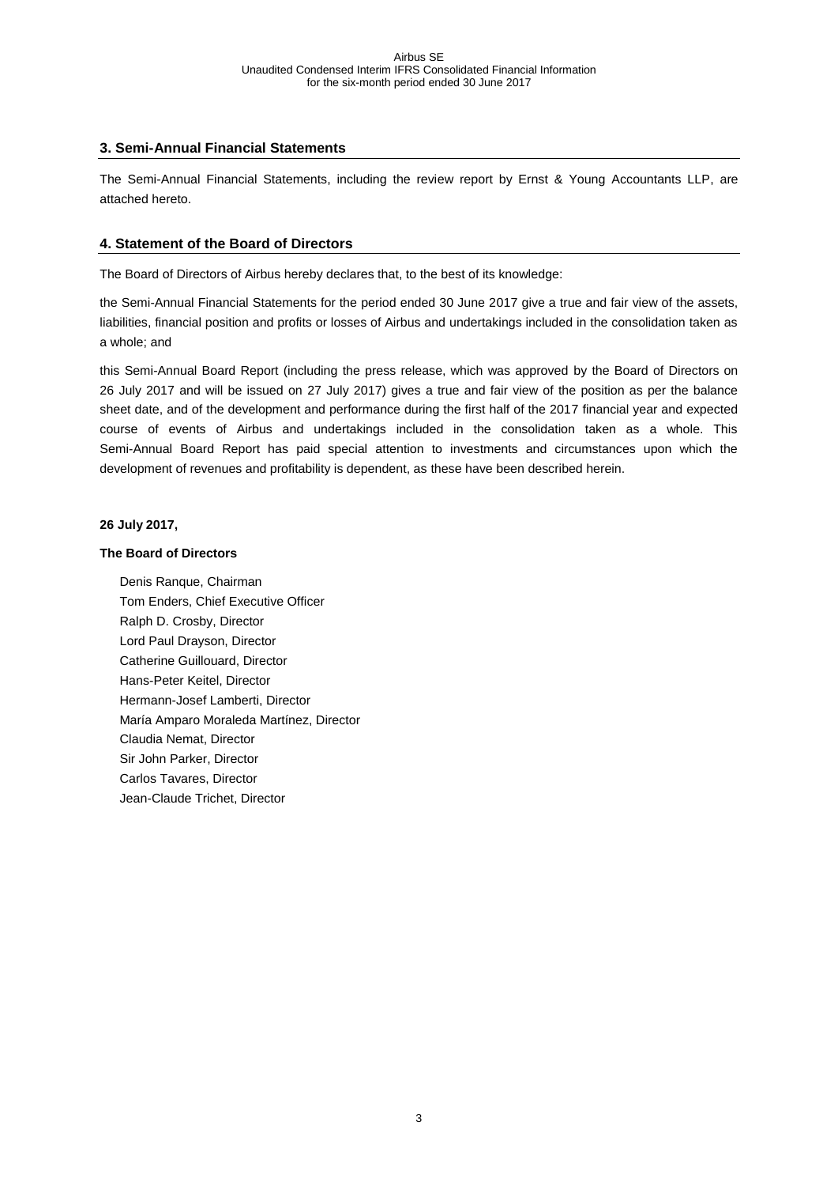## 3. Semi-Annual Financial Statements

The Semi-Annual Financial Statements, including the review report by Ernst & Young Accountants LLP, are attached hereto.

## 4. Statement of the Board of Directors

The Board of Directors of Airbus hereby declares that, to the best of its knowledge:

the Semi-Annual Financial Statements for the period ended 30 June 2017 give a true and fair view of the assets, liabilities, financial position and profits or losses of Airbus and undertakings included in the consolidation taken as a whole; and

this Semi-Annual Board Report (including the press release, which was approved by the Board of Directors on 26 July 2017 and will be issued on 27 July 2017) gives a true and fair view of the position as per the balance sheet date, and of the development and performance during the first half of the 2017 financial year and expected course of events of Airbus and undertakings included in the consolidation taken as a whole. This Semi-Annual Board Report has paid special attention to investments and circumstances upon which the development of revenues and profitability is dependent, as these have been described herein.

**26 July 2017,**

**The Board of Directors**

Denis Ranque, Chairman
Tom Enders, Chief Executive Officer
Ralph D. Crosby, Director
Lord Paul Drayson, Director
Catherine Guillouard, Director
Hans-Peter Keitel, Director
Hermann-Josef Lamberti, Director
María Amparo Moraleda Martínez, Director
Claudia Nemat, Director
Sir John Parker, Director
Carlos Tavares, Director
Jean-Claude Trichet, Director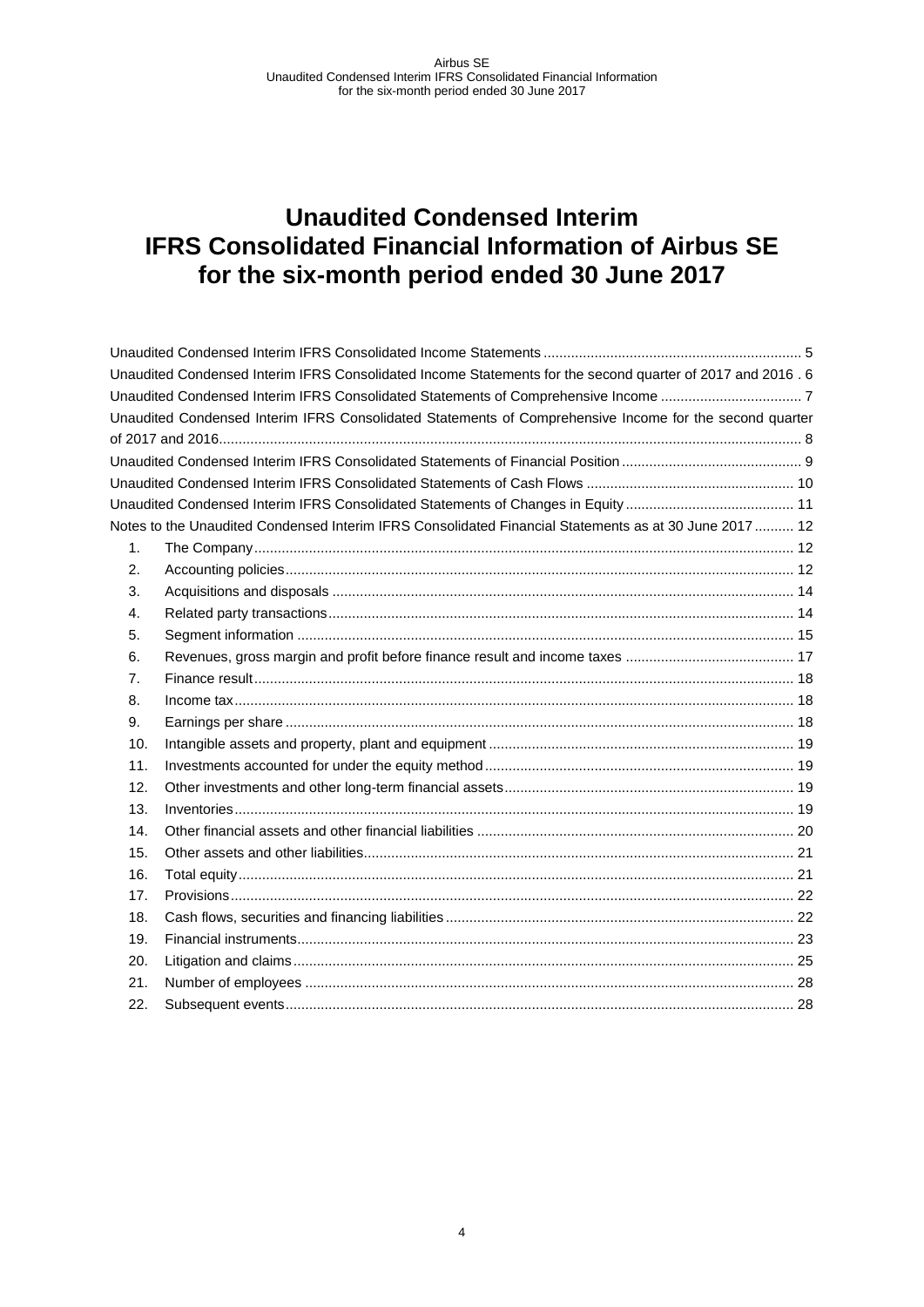# Unaudited Condensed Interim IFRS Consolidated Financial Information of Airbus SE for the six-month period ended 30 June 2017

Unaudited Condensed Interim IFRS Consolidated Income Statements ................................................................. 5

Unaudited Condensed Interim IFRS Consolidated Income Statements for the second quarter of 2017 and 2016 . 6

Unaudited Condensed Interim IFRS Consolidated Statements of Comprehensive Income .................................... 7

Unaudited Condensed Interim IFRS Consolidated Statements of Comprehensive Income for the second quarter of 2017 and 2016.................................................................................................................................................... 8

Unaudited Condensed Interim IFRS Consolidated Statements of Financial Position ............................................. 9

Unaudited Condensed Interim IFRS Consolidated Statements of Cash Flows .................................................... 10

Unaudited Condensed Interim IFRS Consolidated Statements of Changes in Equity .......................................... 11

Notes to the Unaudited Condensed Interim IFRS Consolidated Financial Statements as at 30 June 2017 .......... 12

1. The Company ........................................................................................................................................ 12
2. Accounting policies ................................................................................................................................ 12
3. Acquisitions and disposals .................................................................................................................... 14
4. Related party transactions ..................................................................................................................... 14
5. Segment information ............................................................................................................................. 15
6. Revenues, gross margin and profit before finance result and income taxes .......................................... 17
7. Finance result ........................................................................................................................................ 18
8. Income tax ............................................................................................................................................. 18
9. Earnings per share ................................................................................................................................ 18
10. Intangible assets and property, plant and equipment ............................................................................ 19
11. Investments accounted for under the equity method ............................................................................. 19
12. Other investments and other long-term financial assets ........................................................................ 19
13. Inventories ............................................................................................................................................. 19
14. Other financial assets and other financial liabilities ................................................................................ 20
15. Other assets and other liabilities............................................................................................................ 21
16. Total equity ............................................................................................................................................ 21
17. Provisions .............................................................................................................................................. 22
18. Cash flows, securities and financing liabilities ........................................................................................ 22
19. Financial instruments ............................................................................................................................. 23
20. Litigation and claims .............................................................................................................................. 25
21. Number of employees ............................................................................................................................ 28
22. Subsequent events ................................................................................................................................ 28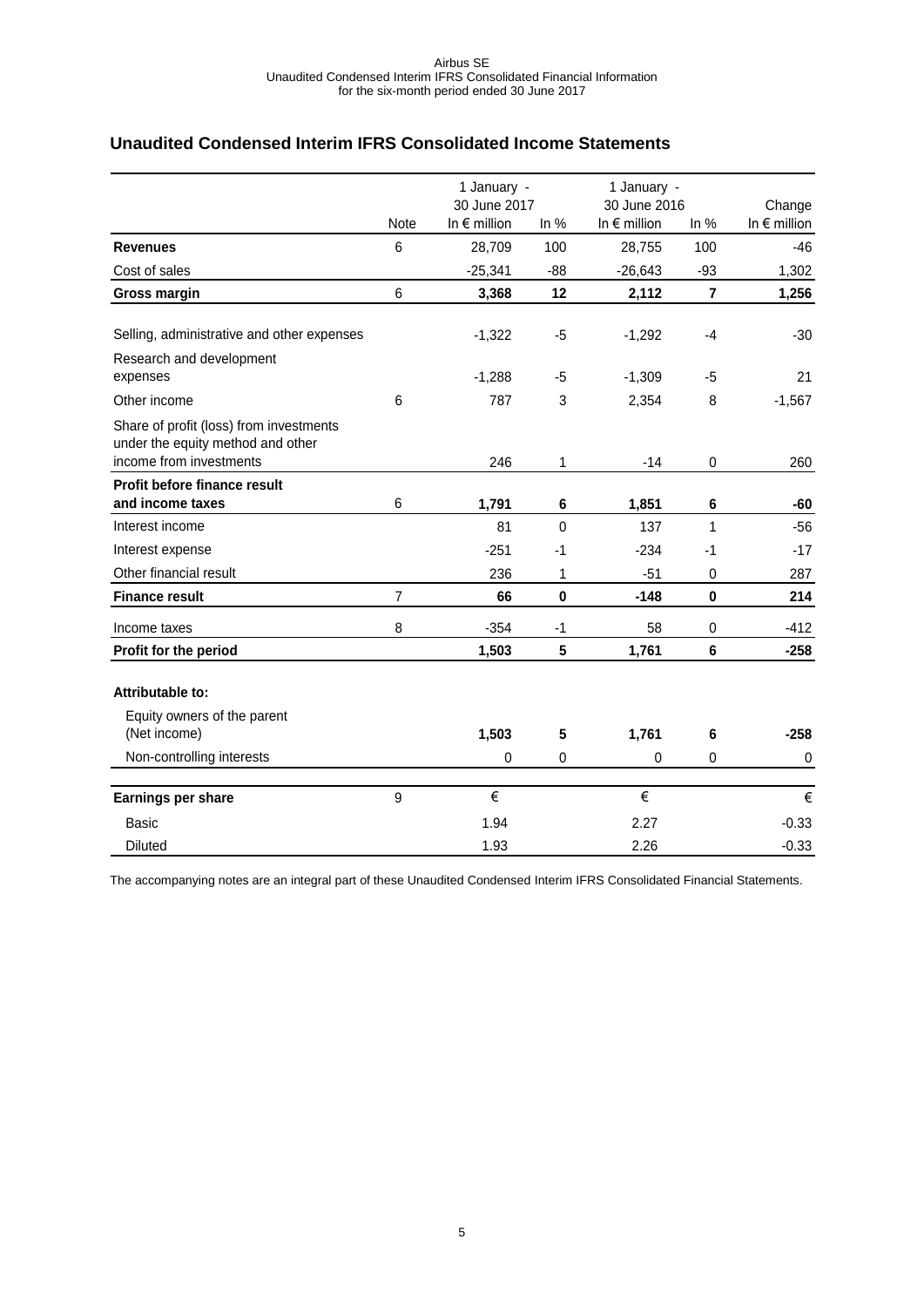## Unaudited Condensed Interim IFRS Consolidated Income Statements

| | Note | 1 January - 30 June 2017 In € million | In % | 1 January - 30 June 2016 In € million | In % | Change In € million |
|---|---|---|---|---|---|---|
| **Revenues** | 6 | 28,709 | 100 | 28,755 | 100 | -46 |
| Cost of sales | | -25,341 | -88 | -26,643 | -93 | 1,302 |
| **Gross margin** | 6 | **3,368** | **12** | **2,112** | **7** | **1,256** |
| Selling, administrative and other expenses | | -1,322 | -5 | -1,292 | -4 | -30 |
| Research and development expenses | | -1,288 | -5 | -1,309 | -5 | 21 |
| Other income | 6 | 787 | 3 | 2,354 | 8 | -1,567 |
| Share of profit (loss) from investments under the equity method and other income from investments | | 246 | 1 | -14 | 0 | 260 |
| **Profit before finance result and income taxes** | 6 | **1,791** | **6** | **1,851** | **6** | **-60** |
| Interest income | | 81 | 0 | 137 | 1 | -56 |
| Interest expense | | -251 | -1 | -234 | -1 | -17 |
| Other financial result | | 236 | 1 | -51 | 0 | 287 |
| **Finance result** | 7 | **66** | **0** | **-148** | **0** | **214** |
| Income taxes | 8 | -354 | -1 | 58 | 0 | -412 |
| **Profit for the period** | | **1,503** | **5** | **1,761** | **6** | **-258** |
| **Attributable to:** | | | | | | |
| Equity owners of the parent (Net income) | | **1,503** | **5** | **1,761** | **6** | **-258** |
| Non-controlling interests | | 0 | 0 | 0 | 0 | 0 |
| **Earnings per share** | 9 | € | | € | | € |
| Basic | | 1.94 | | 2.27 | | -0.33 |
| Diluted | | 1.93 | | 2.26 | | -0.33 |

The accompanying notes are an integral part of these Unaudited Condensed Interim IFRS Consolidated Financial Statements.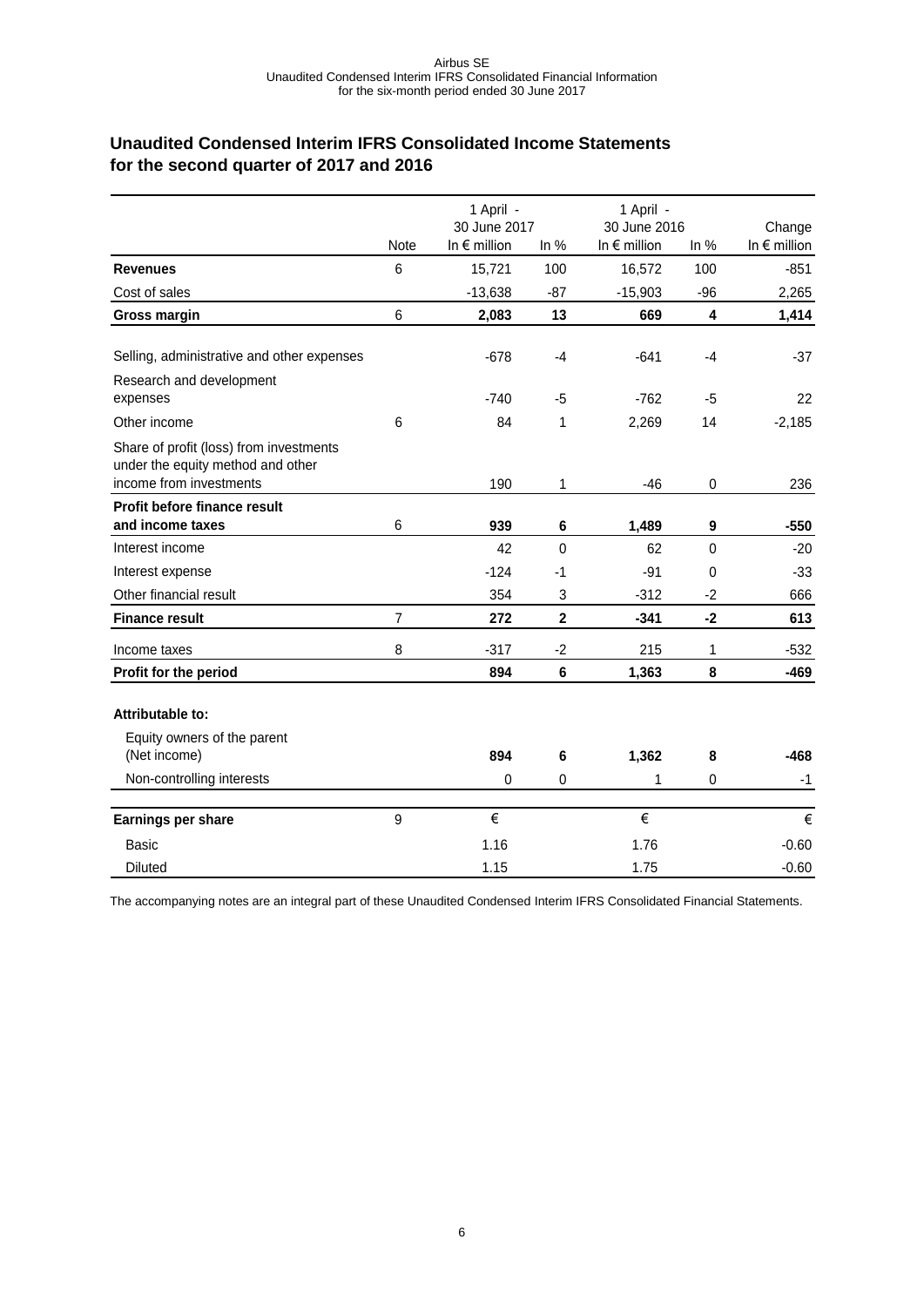## Unaudited Condensed Interim IFRS Consolidated Income Statements for the second quarter of 2017 and 2016

| | Note | 1 April - 30 June 2017 In € million | In % | 1 April - 30 June 2016 In € million | In % | Change In € million |
|---|---|---|---|---|---|---|
| **Revenues** | 6 | 15,721 | 100 | 16,572 | 100 | -851 |
| Cost of sales | | -13,638 | -87 | -15,903 | -96 | 2,265 |
| **Gross margin** | 6 | **2,083** | **13** | **669** | **4** | **1,414** |
| Selling, administrative and other expenses | | -678 | -4 | -641 | -4 | -37 |
| Research and development expenses | | -740 | -5 | -762 | -5 | 22 |
| Other income | 6 | 84 | 1 | 2,269 | 14 | -2,185 |
| Share of profit (loss) from investments under the equity method and other income from investments | | 190 | 1 | -46 | 0 | 236 |
| **Profit before finance result and income taxes** | 6 | **939** | **6** | **1,489** | **9** | **-550** |
| Interest income | | 42 | 0 | 62 | 0 | -20 |
| Interest expense | | -124 | -1 | -91 | 0 | -33 |
| Other financial result | | 354 | 3 | -312 | -2 | 666 |
| **Finance result** | 7 | **272** | **2** | **-341** | **-2** | **613** |
| Income taxes | 8 | -317 | -2 | 215 | 1 | -532 |
| **Profit for the period** | | **894** | **6** | **1,363** | **8** | **-469** |
| **Attributable to:** | | | | | | |
| Equity owners of the parent (Net income) | | **894** | **6** | **1,362** | **8** | **-468** |
| Non-controlling interests | | 0 | 0 | 1 | 0 | -1 |
| **Earnings per share** | 9 | € | | € | | € |
| Basic | | 1.16 | | 1.76 | | -0.60 |
| Diluted | | 1.15 | | 1.75 | | -0.60 |

The accompanying notes are an integral part of these Unaudited Condensed Interim IFRS Consolidated Financial Statements.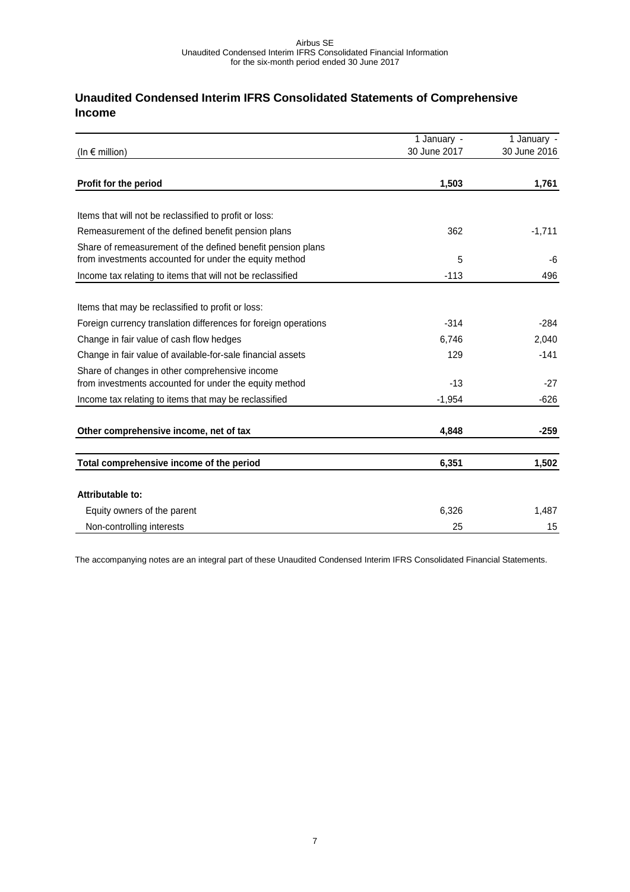## Unaudited Condensed Interim IFRS Consolidated Statements of Comprehensive Income

| (In € million) | 1 January - 30 June 2017 | 1 January - 30 June 2016 |
|---|---|---|
| **Profit for the period** | **1,503** | **1,761** |
| | | |
| Items that will not be reclassified to profit or loss: | | |
| Remeasurement of the defined benefit pension plans | 362 | -1,711 |
| Share of remeasurement of the defined benefit pension plans from investments accounted for under the equity method | 5 | -6 |
| Income tax relating to items that will not be reclassified | -113 | 496 |
| | | |
| Items that may be reclassified to profit or loss: | | |
| Foreign currency translation differences for foreign operations | -314 | -284 |
| Change in fair value of cash flow hedges | 6,746 | 2,040 |
| Change in fair value of available-for-sale financial assets | 129 | -141 |
| Share of changes in other comprehensive income from investments accounted for under the equity method | -13 | -27 |
| Income tax relating to items that may be reclassified | -1,954 | -626 |
| | | |
| **Other comprehensive income, net of tax** | **4,848** | **-259** |
| | | |
| **Total comprehensive income of the period** | **6,351** | **1,502** |
| | | |
| **Attributable to:** | | |
| Equity owners of the parent | 6,326 | 1,487 |
| Non-controlling interests | 25 | 15 |

The accompanying notes are an integral part of these Unaudited Condensed Interim IFRS Consolidated Financial Statements.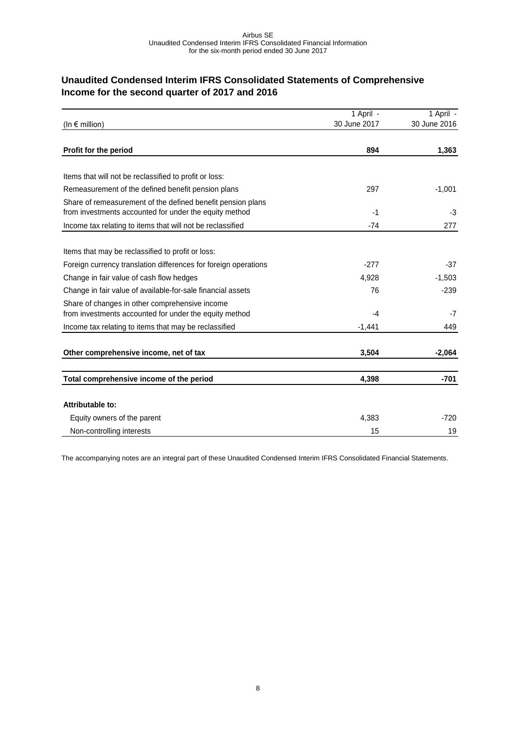## Unaudited Condensed Interim IFRS Consolidated Statements of Comprehensive Income for the second quarter of 2017 and 2016

| (In € million) | 1 April - 30 June 2017 | 1 April - 30 June 2016 |
|---|---|---|
| **Profit for the period** | **894** | **1,363** |
| Items that will not be reclassified to profit or loss: | | |
| Remeasurement of the defined benefit pension plans | 297 | -1,001 |
| Share of remeasurement of the defined benefit pension plans from investments accounted for under the equity method | -1 | -3 |
| Income tax relating to items that will not be reclassified | -74 | 277 |
| Items that may be reclassified to profit or loss: | | |
| Foreign currency translation differences for foreign operations | -277 | -37 |
| Change in fair value of cash flow hedges | 4,928 | -1,503 |
| Change in fair value of available-for-sale financial assets | 76 | -239 |
| Share of changes in other comprehensive income from investments accounted for under the equity method | -4 | -7 |
| Income tax relating to items that may be reclassified | -1,441 | 449 |
| **Other comprehensive income, net of tax** | **3,504** | **-2,064** |
| **Total comprehensive income of the period** | **4,398** | **-701** |
| **Attributable to:** | | |
| Equity owners of the parent | 4,383 | -720 |
| Non-controlling interests | 15 | 19 |

The accompanying notes are an integral part of these Unaudited Condensed Interim IFRS Consolidated Financial Statements.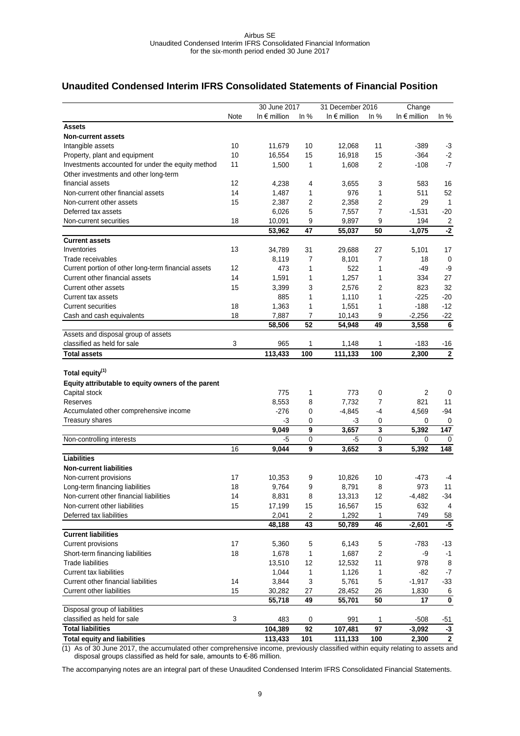## Unaudited Condensed Interim IFRS Consolidated Statements of Financial Position

| | Note | 30 June 2017 In € million | In % | 31 December 2016 In € million | In % | Change In € million | In % |
|---|---|---|---|---|---|---|---|
| **Assets** | | | | | | | |
| **Non-current assets** | | | | | | | |
| Intangible assets | 10 | 11,679 | 10 | 12,068 | 11 | -389 | -3 |
| Property, plant and equipment | 10 | 16,554 | 15 | 16,918 | 15 | -364 | -2 |
| Investments accounted for under the equity method | 11 | 1,500 | 1 | 1,608 | 2 | -108 | -7 |
| Other investments and other long-term financial assets | 12 | 4,238 | 4 | 3,655 | 3 | 583 | 16 |
| Non-current other financial assets | 14 | 1,487 | 1 | 976 | 1 | 511 | 52 |
| Non-current other assets | 15 | 2,387 | 2 | 2,358 | 2 | 29 | 1 |
| Deferred tax assets | | 6,026 | 5 | 7,557 | 7 | -1,531 | -20 |
| Non-current securities | 18 | 10,091 | 9 | 9,897 | 9 | 194 | 2 |
| | | **53,962** | **47** | **55,037** | **50** | **-1,075** | **-2** |
| **Current assets** | | | | | | | |
| Inventories | 13 | 34,789 | 31 | 29,688 | 27 | 5,101 | 17 |
| Trade receivables | | 8,119 | 7 | 8,101 | 7 | 18 | 0 |
| Current portion of other long-term financial assets | 12 | 473 | 1 | 522 | 1 | -49 | -9 |
| Current other financial assets | 14 | 1,591 | 1 | 1,257 | 1 | 334 | 27 |
| Current other assets | 15 | 3,399 | 3 | 2,576 | 2 | 823 | 32 |
| Current tax assets | | 885 | 1 | 1,110 | 1 | -225 | -20 |
| Current securities | 18 | 1,363 | 1 | 1,551 | 1 | -188 | -12 |
| Cash and cash equivalents | 18 | 7,887 | 7 | 10,143 | 9 | -2,256 | -22 |
| | | **58,506** | **52** | **54,948** | **49** | **3,558** | **6** |
| Assets and disposal group of assets classified as held for sale | 3 | 965 | 1 | 1,148 | 1 | -183 | -16 |
| **Total assets** | | **113,433** | **100** | **111,133** | **100** | **2,300** | **2** |
| **Total equity(1)** | | | | | | | |
| **Equity attributable to equity owners of the parent** | | | | | | | |
| Capital stock | | 775 | 1 | 773 | 0 | 2 | 0 |
| Reserves | | 8,553 | 8 | 7,732 | 7 | 821 | 11 |
| Accumulated other comprehensive income | | -276 | 0 | -4,845 | -4 | 4,569 | -94 |
| Treasury shares | | -3 | 0 | -3 | 0 | 0 | 0 |
| | | **9,049** | **9** | **3,657** | **3** | **5,392** | **147** |
| Non-controlling interests | | -5 | 0 | -5 | 0 | 0 | 0 |
| | 16 | **9,044** | **9** | **3,652** | **3** | **5,392** | **148** |
| **Liabilities** | | | | | | | |
| **Non-current liabilities** | | | | | | | |
| Non-current provisions | 17 | 10,353 | 9 | 10,826 | 10 | -473 | -4 |
| Long-term financing liabilities | 18 | 9,764 | 9 | 8,791 | 8 | 973 | 11 |
| Non-current other financial liabilities | 14 | 8,831 | 8 | 13,313 | 12 | -4,482 | -34 |
| Non-current other liabilities | 15 | 17,199 | 15 | 16,567 | 15 | 632 | 4 |
| Deferred tax liabilities | | 2,041 | 2 | 1,292 | 1 | 749 | 58 |
| | | **48,188** | **43** | **50,789** | **46** | **-2,601** | **-5** |
| **Current liabilities** | | | | | | | |
| Current provisions | 17 | 5,360 | 5 | 6,143 | 5 | -783 | -13 |
| Short-term financing liabilities | 18 | 1,678 | 1 | 1,687 | 2 | -9 | -1 |
| Trade liabilities | | 13,510 | 12 | 12,532 | 11 | 978 | 8 |
| Current tax liabilities | | 1,044 | 1 | 1,126 | 1 | -82 | -7 |
| Current other financial liabilities | 14 | 3,844 | 3 | 5,761 | 5 | -1,917 | -33 |
| Current other liabilities | 15 | 30,282 | 27 | 28,452 | 26 | 1,830 | 6 |
| | | **55,718** | **49** | **55,701** | **50** | **17** | **0** |
| Disposal group of liabilities classified as held for sale | 3 | 483 | 0 | 991 | 1 | -508 | -51 |
| **Total liabilities** | | **104,389** | **92** | **107,481** | **97** | **-3,092** | **-3** |
| **Total equity and liabilities** | | **113,433** | **101** | **111,133** | **100** | **2,300** | **2** |

(1) As of 30 June 2017, the accumulated other comprehensive income, previously classified within equity relating to assets and disposal groups classified as held for sale, amounts to €-86 million.

The accompanying notes are an integral part of these Unaudited Condensed Interim IFRS Consolidated Financial Statements.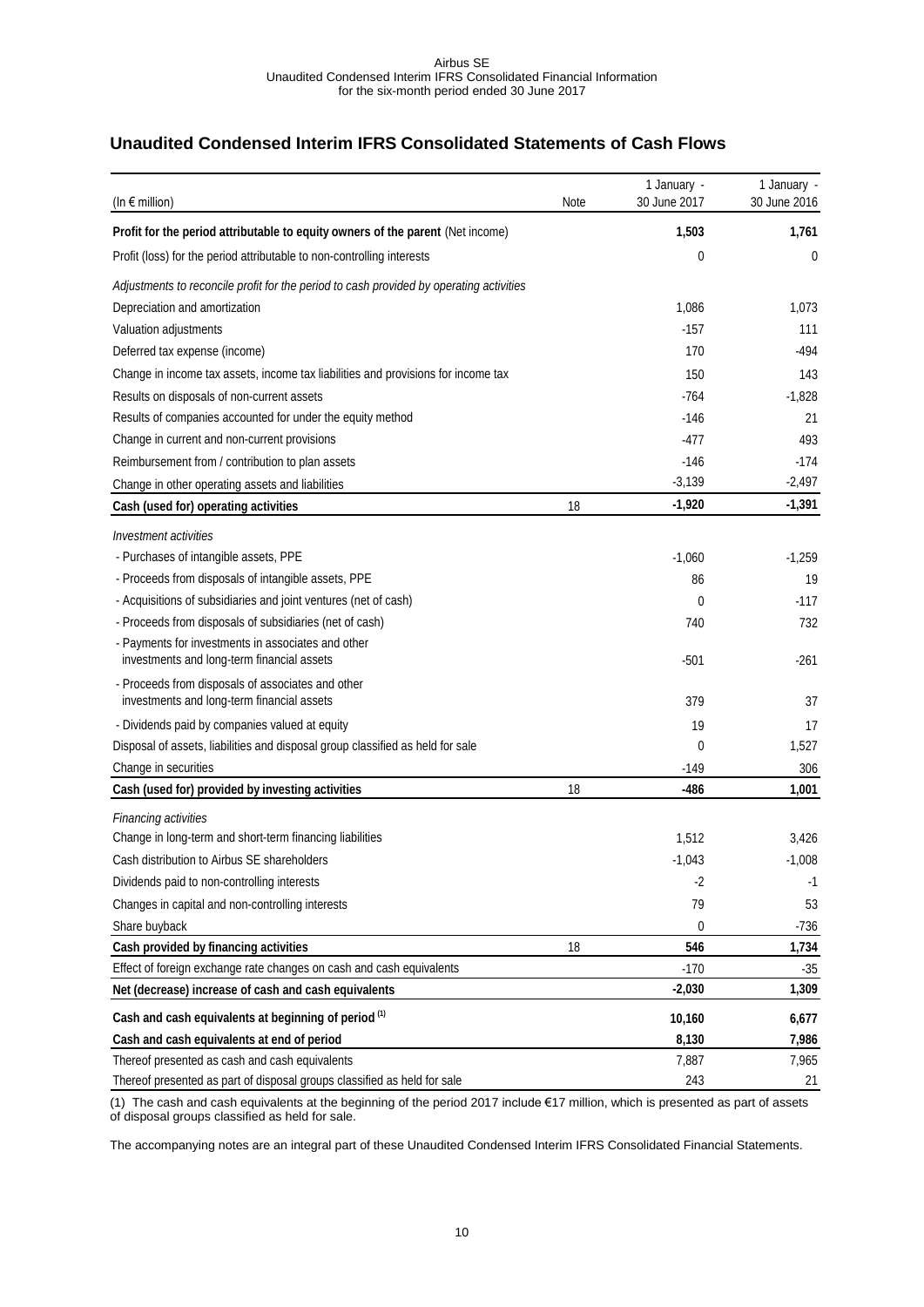## Unaudited Condensed Interim IFRS Consolidated Statements of Cash Flows

| (In € million) | Note | 1 January - 30 June 2017 | 1 January - 30 June 2016 |
|---|---|---|---|
| **Profit for the period attributable to equity owners of the parent** (Net income) | | **1,503** | **1,761** |
| Profit (loss) for the period attributable to non-controlling interests | | 0 | 0 |
| *Adjustments to reconcile profit for the period to cash provided by operating activities* | | | |
| Depreciation and amortization | | 1,086 | 1,073 |
| Valuation adjustments | | -157 | 111 |
| Deferred tax expense (income) | | 170 | -494 |
| Change in income tax assets, income tax liabilities and provisions for income tax | | 150 | 143 |
| Results on disposals of non-current assets | | -764 | -1,828 |
| Results of companies accounted for under the equity method | | -146 | 21 |
| Change in current and non-current provisions | | -477 | 493 |
| Reimbursement from / contribution to plan assets | | -146 | -174 |
| Change in other operating assets and liabilities | | -3,139 | -2,497 |
| **Cash (used for) operating activities** | 18 | **-1,920** | **-1,391** |
| *Investment activities* | | | |
| - Purchases of intangible assets, PPE | | -1,060 | -1,259 |
| - Proceeds from disposals of intangible assets, PPE | | 86 | 19 |
| - Acquisitions of subsidiaries and joint ventures (net of cash) | | 0 | -117 |
| - Proceeds from disposals of subsidiaries (net of cash) | | 740 | 732 |
| - Payments for investments in associates and other investments and long-term financial assets | | -501 | -261 |
| - Proceeds from disposals of associates and other investments and long-term financial assets | | 379 | 37 |
| - Dividends paid by companies valued at equity | | 19 | 17 |
| Disposal of assets, liabilities and disposal group classified as held for sale | | 0 | 1,527 |
| Change in securities | | -149 | 306 |
| **Cash (used for) provided by investing activities** | 18 | **-486** | **1,001** |
| *Financing activities* | | | |
| Change in long-term and short-term financing liabilities | | 1,512 | 3,426 |
| Cash distribution to Airbus SE shareholders | | -1,043 | -1,008 |
| Dividends paid to non-controlling interests | | -2 | -1 |
| Changes in capital and non-controlling interests | | 79 | 53 |
| Share buyback | | 0 | -736 |
| **Cash provided by financing activities** | 18 | **546** | **1,734** |
| Effect of foreign exchange rate changes on cash and cash equivalents | | -170 | -35 |
| **Net (decrease) increase of cash and cash equivalents** | | **-2,030** | **1,309** |
| **Cash and cash equivalents at beginning of period** [1] | | **10,160** | **6,677** |
| **Cash and cash equivalents at end of period** | | **8,130** | **7,986** |
| Thereof presented as cash and cash equivalents | | 7,887 | 7,965 |
| Thereof presented as part of disposal groups classified as held for sale | | 243 | 21 |

(1) The cash and cash equivalents at the beginning of the period 2017 include €17 million, which is presented as part of assets of disposal groups classified as held for sale.

The accompanying notes are an integral part of these Unaudited Condensed Interim IFRS Consolidated Financial Statements.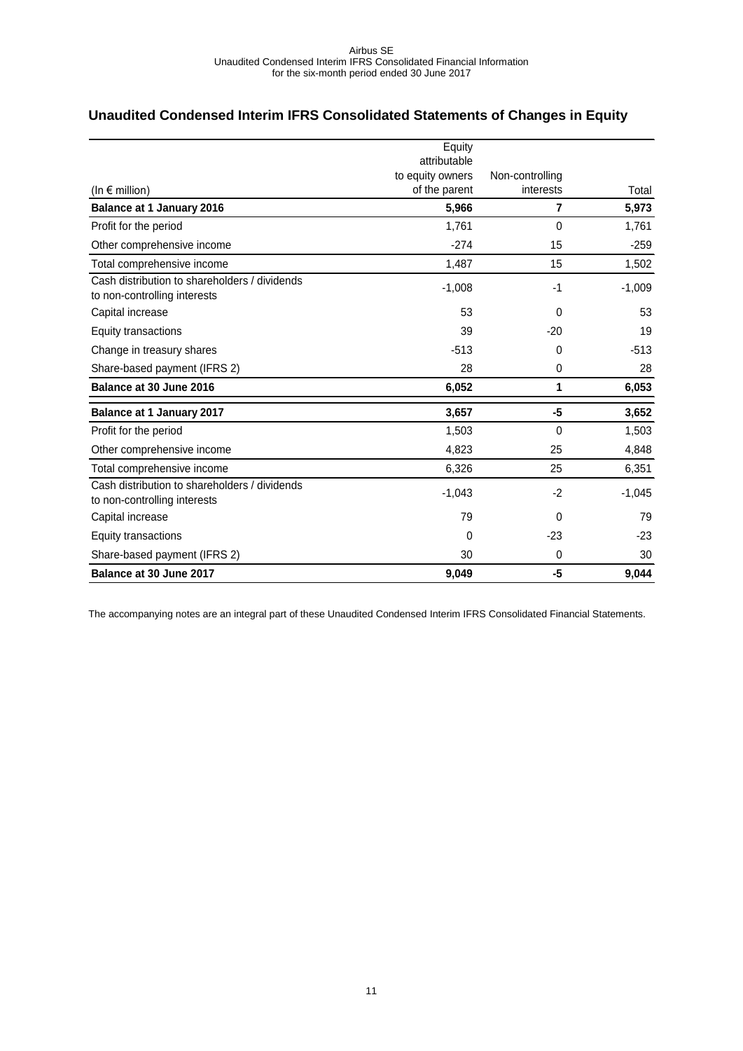## Unaudited Condensed Interim IFRS Consolidated Statements of Changes in Equity

| (In € million) | Equity attributable to equity owners of the parent | Non-controlling interests | Total |
|---|---|---|---|
| **Balance at 1 January 2016** | **5,966** | **7** | **5,973** |
| Profit for the period | 1,761 | 0 | 1,761 |
| Other comprehensive income | -274 | 15 | -259 |
| Total comprehensive income | 1,487 | 15 | 1,502 |
| Cash distribution to shareholders / dividends to non-controlling interests | -1,008 | -1 | -1,009 |
| Capital increase | 53 | 0 | 53 |
| Equity transactions | 39 | -20 | 19 |
| Change in treasury shares | -513 | 0 | -513 |
| Share-based payment (IFRS 2) | 28 | 0 | 28 |
| **Balance at 30 June 2016** | **6,052** | **1** | **6,053** |
| **Balance at 1 January 2017** | **3,657** | **-5** | **3,652** |
| Profit for the period | 1,503 | 0 | 1,503 |
| Other comprehensive income | 4,823 | 25 | 4,848 |
| Total comprehensive income | 6,326 | 25 | 6,351 |
| Cash distribution to shareholders / dividends to non-controlling interests | -1,043 | -2 | -1,045 |
| Capital increase | 79 | 0 | 79 |
| Equity transactions | 0 | -23 | -23 |
| Share-based payment (IFRS 2) | 30 | 0 | 30 |
| **Balance at 30 June 2017** | **9,049** | **-5** | **9,044** |

The accompanying notes are an integral part of these Unaudited Condensed Interim IFRS Consolidated Financial Statements.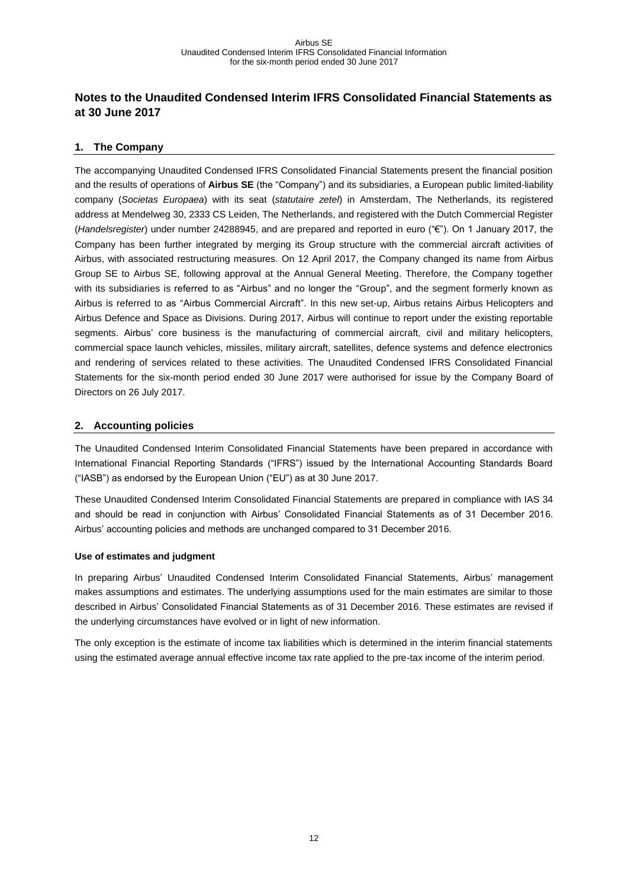# Notes to the Unaudited Condensed Interim IFRS Consolidated Financial Statements as at 30 June 2017

## 1. The Company

The accompanying Unaudited Condensed IFRS Consolidated Financial Statements present the financial position and the results of operations of **Airbus SE** (the "Company") and its subsidiaries, a European public limited-liability company (*Societas Europaea*) with its seat (*statutaire zetel*) in Amsterdam, The Netherlands, its registered address at Mendelweg 30, 2333 CS Leiden, The Netherlands, and registered with the Dutch Commercial Register (*Handelsregister*) under number 24288945, and are prepared and reported in euro ("€"). On 1 January 2017, the Company has been further integrated by merging its Group structure with the commercial aircraft activities of Airbus, with associated restructuring measures. On 12 April 2017, the Company changed its name from Airbus Group SE to Airbus SE, following approval at the Annual General Meeting. Therefore, the Company together with its subsidiaries is referred to as "Airbus" and no longer the "Group", and the segment formerly known as Airbus is referred to as "Airbus Commercial Aircraft". In this new set-up, Airbus retains Airbus Helicopters and Airbus Defence and Space as Divisions. During 2017, Airbus will continue to report under the existing reportable segments. Airbus' core business is the manufacturing of commercial aircraft, civil and military helicopters, commercial space launch vehicles, missiles, military aircraft, satellites, defence systems and defence electronics and rendering of services related to these activities. The Unaudited Condensed IFRS Consolidated Financial Statements for the six-month period ended 30 June 2017 were authorised for issue by the Company Board of Directors on 26 July 2017.

## 2. Accounting policies

The Unaudited Condensed Interim Consolidated Financial Statements have been prepared in accordance with International Financial Reporting Standards ("IFRS") issued by the International Accounting Standards Board ("IASB") as endorsed by the European Union ("EU") as at 30 June 2017.

These Unaudited Condensed Interim Consolidated Financial Statements are prepared in compliance with IAS 34 and should be read in conjunction with Airbus' Consolidated Financial Statements as of 31 December 2016. Airbus' accounting policies and methods are unchanged compared to 31 December 2016.

**Use of estimates and judgment**

In preparing Airbus' Unaudited Condensed Interim Consolidated Financial Statements, Airbus' management makes assumptions and estimates. The underlying assumptions used for the main estimates are similar to those described in Airbus' Consolidated Financial Statements as of 31 December 2016. These estimates are revised if the underlying circumstances have evolved or in light of new information.

The only exception is the estimate of income tax liabilities which is determined in the interim financial statements using the estimated average annual effective income tax rate applied to the pre-tax income of the interim period.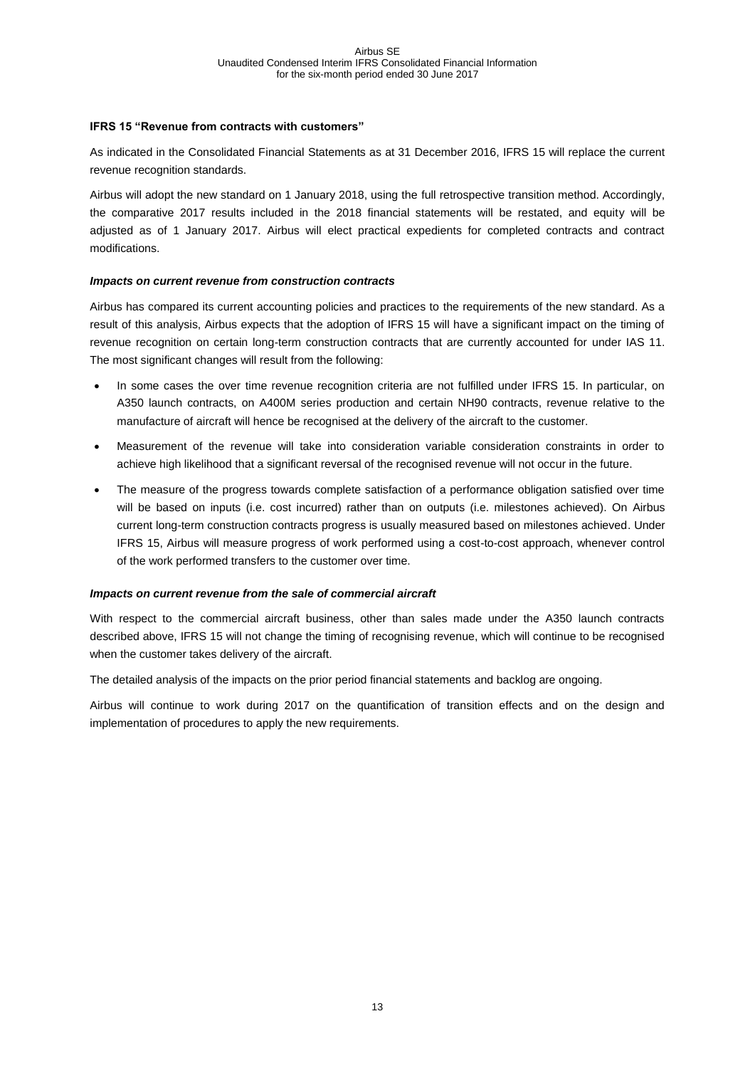### IFRS 15 "Revenue from contracts with customers"

As indicated in the Consolidated Financial Statements as at 31 December 2016, IFRS 15 will replace the current revenue recognition standards.

Airbus will adopt the new standard on 1 January 2018, using the full retrospective transition method. Accordingly, the comparative 2017 results included in the 2018 financial statements will be restated, and equity will be adjusted as of 1 January 2017. Airbus will elect practical expedients for completed contracts and contract modifications.

#### *Impacts on current revenue from construction contracts*

Airbus has compared its current accounting policies and practices to the requirements of the new standard. As a result of this analysis, Airbus expects that the adoption of IFRS 15 will have a significant impact on the timing of revenue recognition on certain long-term construction contracts that are currently accounted for under IAS 11. The most significant changes will result from the following:

- In some cases the over time revenue recognition criteria are not fulfilled under IFRS 15. In particular, on A350 launch contracts, on A400M series production and certain NH90 contracts, revenue relative to the manufacture of aircraft will hence be recognised at the delivery of the aircraft to the customer.
- Measurement of the revenue will take into consideration variable consideration constraints in order to achieve high likelihood that a significant reversal of the recognised revenue will not occur in the future.
- The measure of the progress towards complete satisfaction of a performance obligation satisfied over time will be based on inputs (i.e. cost incurred) rather than on outputs (i.e. milestones achieved). On Airbus current long-term construction contracts progress is usually measured based on milestones achieved. Under IFRS 15, Airbus will measure progress of work performed using a cost-to-cost approach, whenever control of the work performed transfers to the customer over time.

#### *Impacts on current revenue from the sale of commercial aircraft*

With respect to the commercial aircraft business, other than sales made under the A350 launch contracts described above, IFRS 15 will not change the timing of recognising revenue, which will continue to be recognised when the customer takes delivery of the aircraft.

The detailed analysis of the impacts on the prior period financial statements and backlog are ongoing.

Airbus will continue to work during 2017 on the quantification of transition effects and on the design and implementation of procedures to apply the new requirements.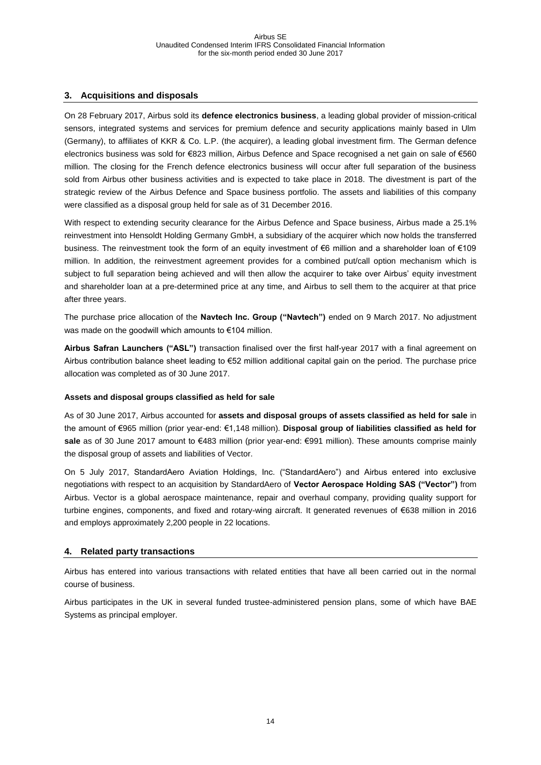## 3. Acquisitions and disposals

On 28 February 2017, Airbus sold its **defence electronics business**, a leading global provider of mission-critical sensors, integrated systems and services for premium defence and security applications mainly based in Ulm (Germany), to affiliates of KKR & Co. L.P. (the acquirer), a leading global investment firm. The German defence electronics business was sold for €823 million, Airbus Defence and Space recognised a net gain on sale of €560 million. The closing for the French defence electronics business will occur after full separation of the business sold from Airbus other business activities and is expected to take place in 2018. The divestment is part of the strategic review of the Airbus Defence and Space business portfolio. The assets and liabilities of this company were classified as a disposal group held for sale as of 31 December 2016.

With respect to extending security clearance for the Airbus Defence and Space business, Airbus made a 25.1% reinvestment into Hensoldt Holding Germany GmbH, a subsidiary of the acquirer which now holds the transferred business. The reinvestment took the form of an equity investment of €6 million and a shareholder loan of €109 million. In addition, the reinvestment agreement provides for a combined put/call option mechanism which is subject to full separation being achieved and will then allow the acquirer to take over Airbus' equity investment and shareholder loan at a pre-determined price at any time, and Airbus to sell them to the acquirer at that price after three years.

The purchase price allocation of the **Navtech Inc. Group ("Navtech")** ended on 9 March 2017. No adjustment was made on the goodwill which amounts to €104 million.

**Airbus Safran Launchers ("ASL")** transaction finalised over the first half-year 2017 with a final agreement on Airbus contribution balance sheet leading to €52 million additional capital gain on the period. The purchase price allocation was completed as of 30 June 2017.

**Assets and disposal groups classified as held for sale**

As of 30 June 2017, Airbus accounted for **assets and disposal groups of assets classified as held for sale** in the amount of €965 million (prior year-end: €1,148 million). **Disposal group of liabilities classified as held for sale** as of 30 June 2017 amount to €483 million (prior year-end: €991 million). These amounts comprise mainly the disposal group of assets and liabilities of Vector.

On 5 July 2017, StandardAero Aviation Holdings, Inc. ("StandardAero") and Airbus entered into exclusive negotiations with respect to an acquisition by StandardAero of **Vector Aerospace Holding SAS ("Vector")** from Airbus. Vector is a global aerospace maintenance, repair and overhaul company, providing quality support for turbine engines, components, and fixed and rotary-wing aircraft. It generated revenues of €638 million in 2016 and employs approximately 2,200 people in 22 locations.

## 4. Related party transactions

Airbus has entered into various transactions with related entities that have all been carried out in the normal course of business.

Airbus participates in the UK in several funded trustee-administered pension plans, some of which have BAE Systems as principal employer.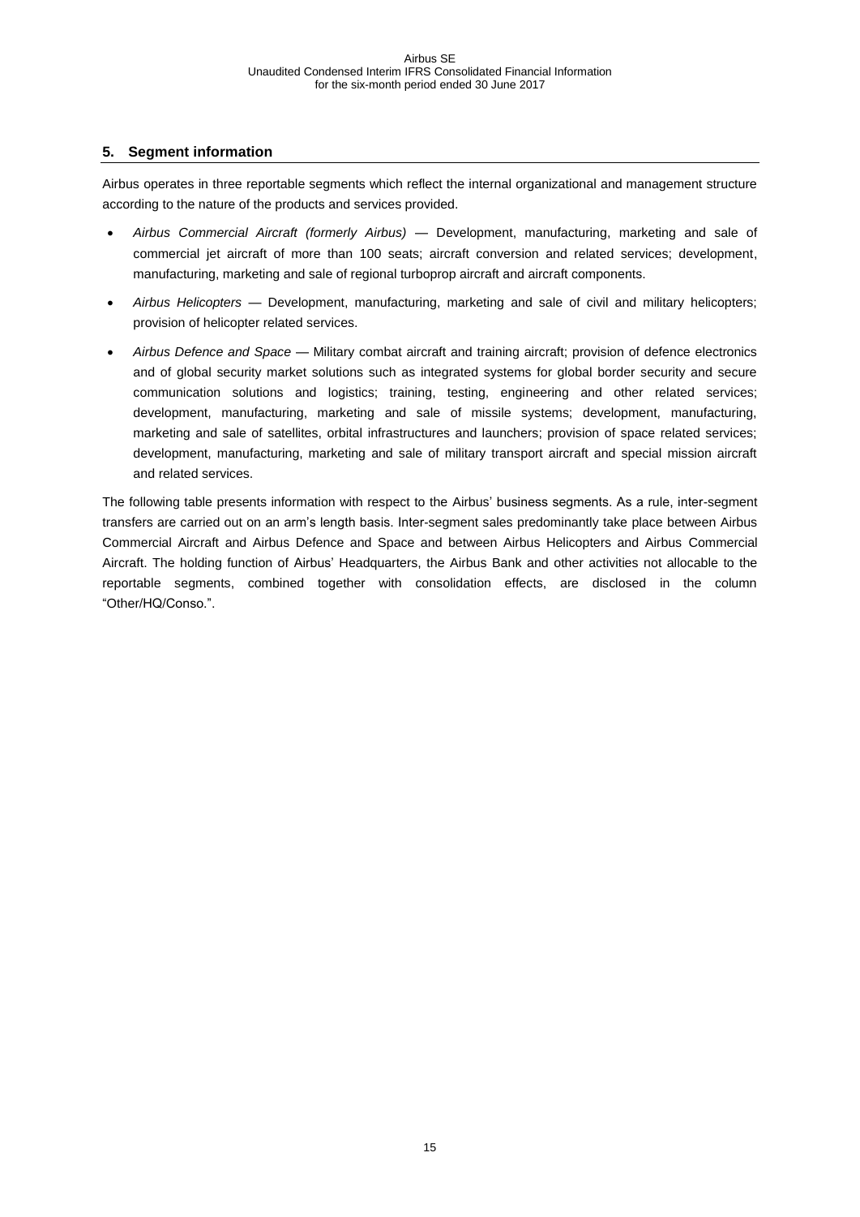## 5. Segment information

Airbus operates in three reportable segments which reflect the internal organizational and management structure according to the nature of the products and services provided.

- *Airbus Commercial Aircraft (formerly Airbus)* — Development, manufacturing, marketing and sale of commercial jet aircraft of more than 100 seats; aircraft conversion and related services; development, manufacturing, marketing and sale of regional turboprop aircraft and aircraft components.
- *Airbus Helicopters* — Development, manufacturing, marketing and sale of civil and military helicopters; provision of helicopter related services.
- *Airbus Defence and Space* — Military combat aircraft and training aircraft; provision of defence electronics and of global security market solutions such as integrated systems for global border security and secure communication solutions and logistics; training, testing, engineering and other related services; development, manufacturing, marketing and sale of missile systems; development, manufacturing, marketing and sale of satellites, orbital infrastructures and launchers; provision of space related services; development, manufacturing, marketing and sale of military transport aircraft and special mission aircraft and related services.

The following table presents information with respect to the Airbus' business segments. As a rule, inter-segment transfers are carried out on an arm's length basis. Inter-segment sales predominantly take place between Airbus Commercial Aircraft and Airbus Defence and Space and between Airbus Helicopters and Airbus Commercial Aircraft. The holding function of Airbus' Headquarters, the Airbus Bank and other activities not allocable to the reportable segments, combined together with consolidation effects, are disclosed in the column "Other/HQ/Conso.".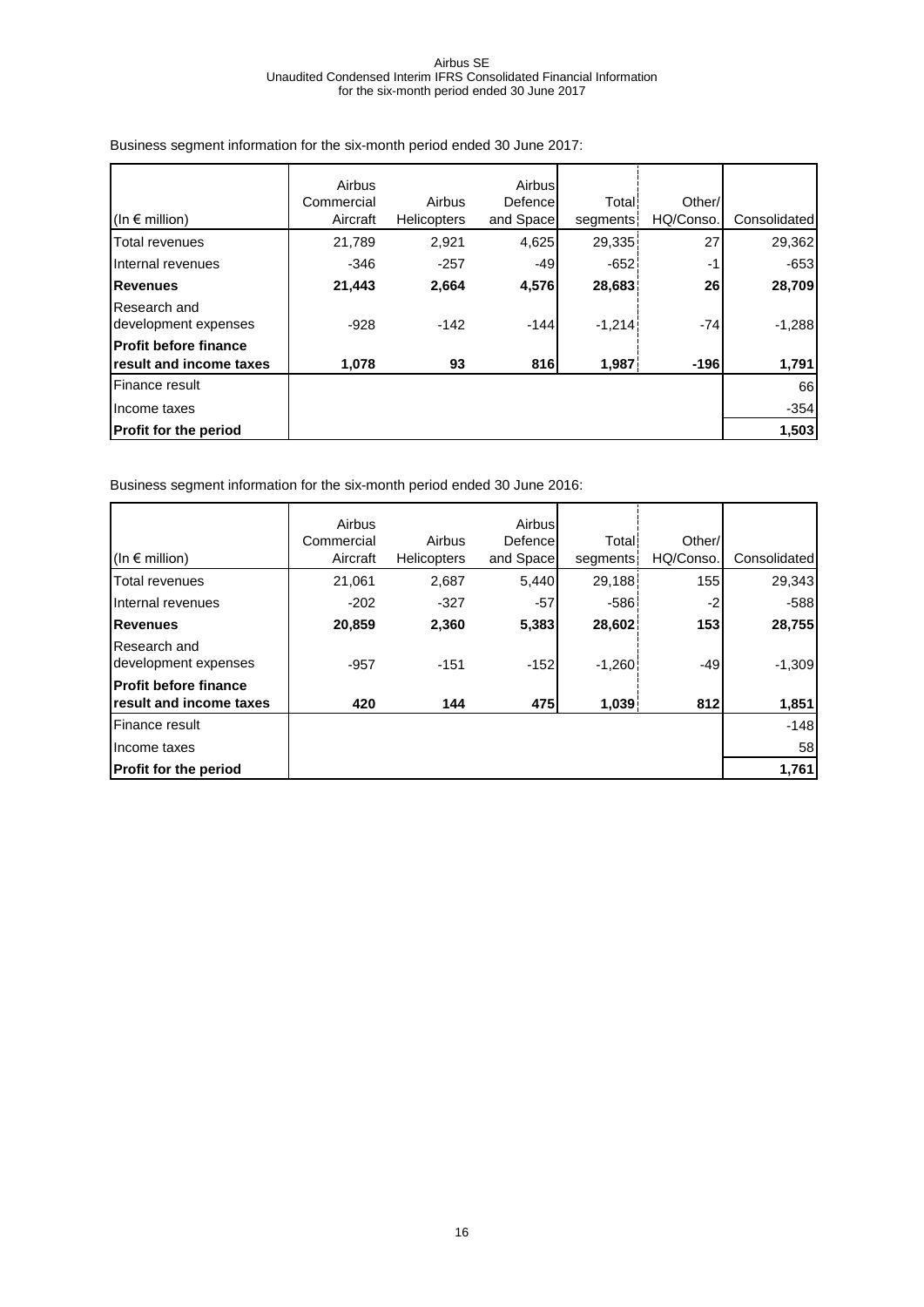Business segment information for the six-month period ended 30 June 2017:

| (In € million) | Airbus Commercial Aircraft | Airbus Helicopters | Airbus Defence and Space | Total segments | Other/ HQ/Conso. | Consolidated |
|---|---|---|---|---|---|---|
| Total revenues | 21,789 | 2,921 | 4,625 | 29,335 | 27 | 29,362 |
| Internal revenues | -346 | -257 | -49 | -652 | -1 | -653 |
| **Revenues** | **21,443** | **2,664** | **4,576** | **28,683** | **26** | **28,709** |
| Research and development expenses | -928 | -142 | -144 | -1,214 | -74 | -1,288 |
| **Profit before finance result and income taxes** | **1,078** | **93** | **816** | **1,987** | **-196** | **1,791** |
| Finance result | | | | | | 66 |
| Income taxes | | | | | | -354 |
| **Profit for the period** | | | | | | **1,503** |

Business segment information for the six-month period ended 30 June 2016:

| (In € million) | Airbus Commercial Aircraft | Airbus Helicopters | Airbus Defence and Space | Total segments | Other/ HQ/Conso. | Consolidated |
|---|---|---|---|---|---|---|
| Total revenues | 21,061 | 2,687 | 5,440 | 29,188 | 155 | 29,343 |
| Internal revenues | -202 | -327 | -57 | -586 | -2 | -588 |
| **Revenues** | **20,859** | **2,360** | **5,383** | **28,602** | **153** | **28,755** |
| Research and development expenses | -957 | -151 | -152 | -1,260 | -49 | -1,309 |
| **Profit before finance result and income taxes** | **420** | **144** | **475** | **1,039** | **812** | **1,851** |
| Finance result | | | | | | -148 |
| Income taxes | | | | | | 58 |
| **Profit for the period** | | | | | | **1,761** |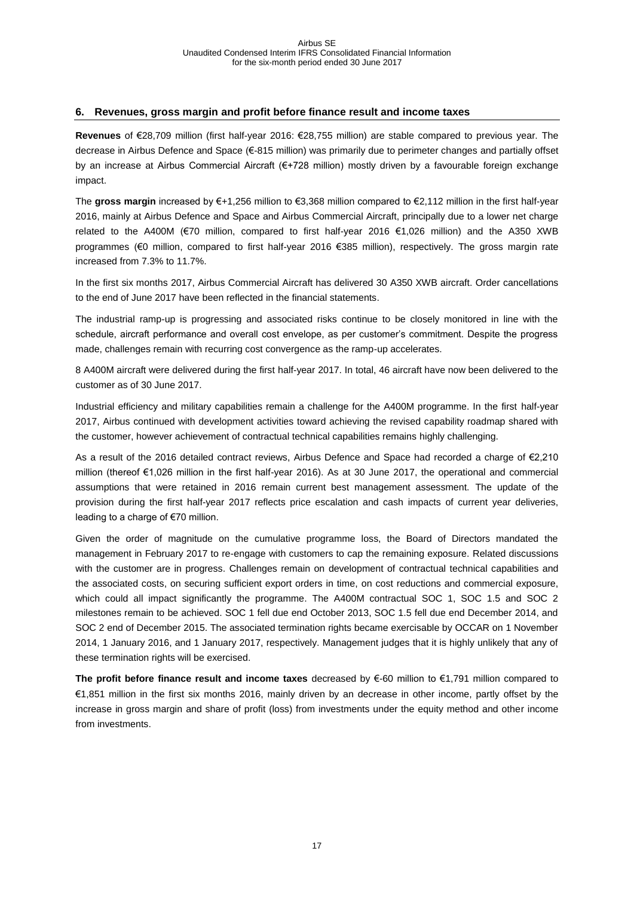## 6. Revenues, gross margin and profit before finance result and income taxes

**Revenues** of €28,709 million (first half-year 2016: €28,755 million) are stable compared to previous year. The decrease in Airbus Defence and Space (€-815 million) was primarily due to perimeter changes and partially offset by an increase at Airbus Commercial Aircraft (€+728 million) mostly driven by a favourable foreign exchange impact.

The **gross margin** increased by €+1,256 million to €3,368 million compared to €2,112 million in the first half-year 2016, mainly at Airbus Defence and Space and Airbus Commercial Aircraft, principally due to a lower net charge related to the A400M (€70 million, compared to first half-year 2016 €1,026 million) and the A350 XWB programmes (€0 million, compared to first half-year 2016 €385 million), respectively. The gross margin rate increased from 7.3% to 11.7%.

In the first six months 2017, Airbus Commercial Aircraft has delivered 30 A350 XWB aircraft. Order cancellations to the end of June 2017 have been reflected in the financial statements.

The industrial ramp-up is progressing and associated risks continue to be closely monitored in line with the schedule, aircraft performance and overall cost envelope, as per customer's commitment. Despite the progress made, challenges remain with recurring cost convergence as the ramp-up accelerates.

8 A400M aircraft were delivered during the first half-year 2017. In total, 46 aircraft have now been delivered to the customer as of 30 June 2017.

Industrial efficiency and military capabilities remain a challenge for the A400M programme. In the first half-year 2017, Airbus continued with development activities toward achieving the revised capability roadmap shared with the customer, however achievement of contractual technical capabilities remains highly challenging.

As a result of the 2016 detailed contract reviews, Airbus Defence and Space had recorded a charge of €2,210 million (thereof €1,026 million in the first half-year 2016). As at 30 June 2017, the operational and commercial assumptions that were retained in 2016 remain current best management assessment. The update of the provision during the first half-year 2017 reflects price escalation and cash impacts of current year deliveries, leading to a charge of €70 million.

Given the order of magnitude on the cumulative programme loss, the Board of Directors mandated the management in February 2017 to re-engage with customers to cap the remaining exposure. Related discussions with the customer are in progress. Challenges remain on development of contractual technical capabilities and the associated costs, on securing sufficient export orders in time, on cost reductions and commercial exposure, which could all impact significantly the programme. The A400M contractual SOC 1, SOC 1.5 and SOC 2 milestones remain to be achieved. SOC 1 fell due end October 2013, SOC 1.5 fell due end December 2014, and SOC 2 end of December 2015. The associated termination rights became exercisable by OCCAR on 1 November 2014, 1 January 2016, and 1 January 2017, respectively. Management judges that it is highly unlikely that any of these termination rights will be exercised.

**The profit before finance result and income taxes** decreased by €-60 million to €1,791 million compared to €1,851 million in the first six months 2016, mainly driven by an decrease in other income, partly offset by the increase in gross margin and share of profit (loss) from investments under the equity method and other income from investments.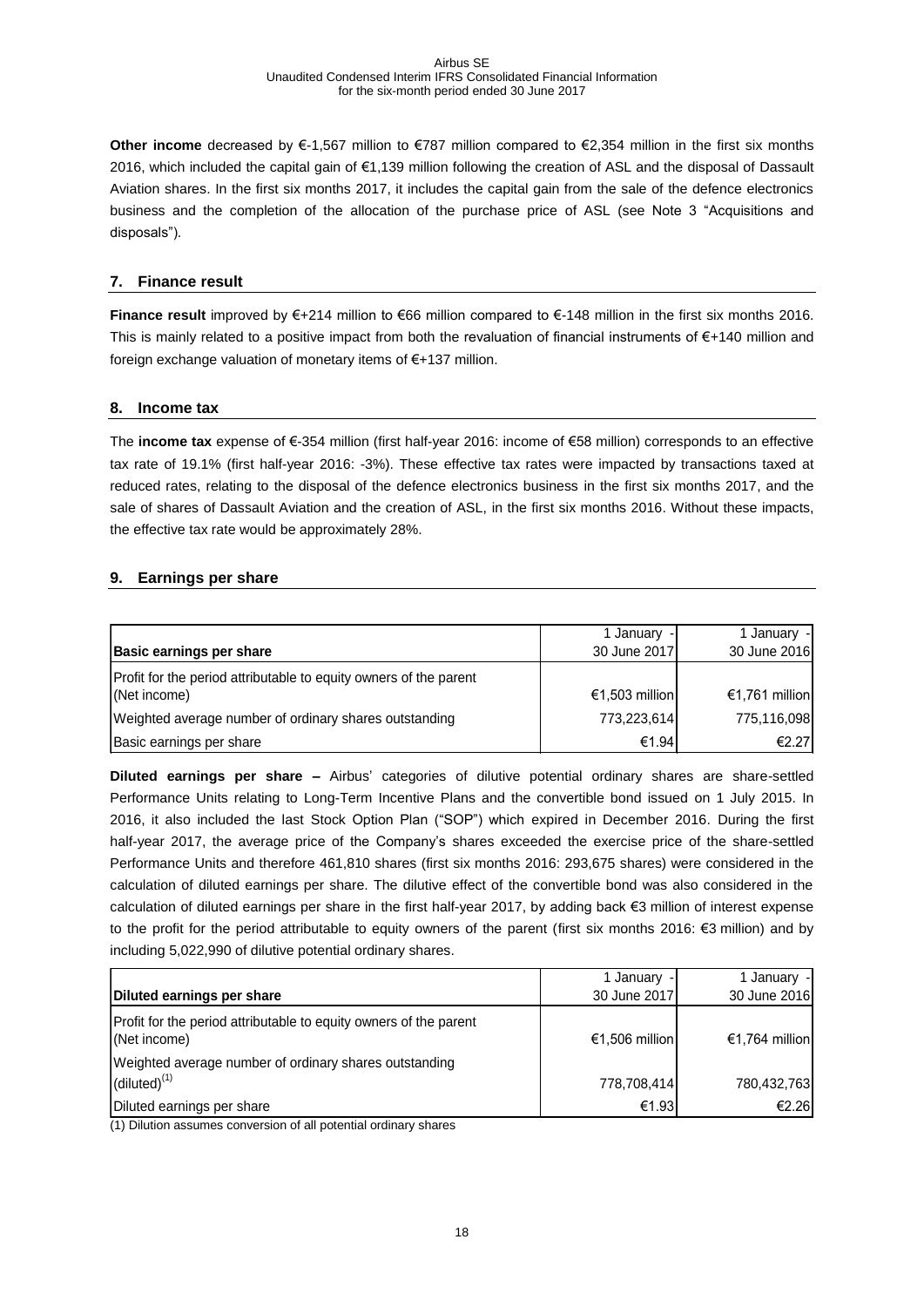**Other income** decreased by €-1,567 million to €787 million compared to €2,354 million in the first six months 2016, which included the capital gain of €1,139 million following the creation of ASL and the disposal of Dassault Aviation shares. In the first six months 2017, it includes the capital gain from the sale of the defence electronics business and the completion of the allocation of the purchase price of ASL (see Note 3 "Acquisitions and disposals").

## 7. Finance result

**Finance result** improved by €+214 million to €66 million compared to €-148 million in the first six months 2016. This is mainly related to a positive impact from both the revaluation of financial instruments of €+140 million and foreign exchange valuation of monetary items of €+137 million.

## 8. Income tax

The **income tax** expense of €-354 million (first half-year 2016: income of €58 million) corresponds to an effective tax rate of 19.1% (first half-year 2016: -3%). These effective tax rates were impacted by transactions taxed at reduced rates, relating to the disposal of the defence electronics business in the first six months 2017, and the sale of shares of Dassault Aviation and the creation of ASL, in the first six months 2016. Without these impacts, the effective tax rate would be approximately 28%.

## 9. Earnings per share

| **Basic earnings per share** | 1 January - 30 June 2017 | 1 January - 30 June 2016 |
|---|---|---|
| Profit for the period attributable to equity owners of the parent (Net income) | €1,503 million | €1,761 million |
| Weighted average number of ordinary shares outstanding | 773,223,614 | 775,116,098 |
| Basic earnings per share | €1.94 | €2.27 |

**Diluted earnings per share –** Airbus' categories of dilutive potential ordinary shares are share-settled Performance Units relating to Long-Term Incentive Plans and the convertible bond issued on 1 July 2015. In 2016, it also included the last Stock Option Plan ("SOP") which expired in December 2016. During the first half-year 2017, the average price of the Company's shares exceeded the exercise price of the share-settled Performance Units and therefore 461,810 shares (first six months 2016: 293,675 shares) were considered in the calculation of diluted earnings per share. The dilutive effect of the convertible bond was also considered in the calculation of diluted earnings per share in the first half-year 2017, by adding back €3 million of interest expense to the profit for the period attributable to equity owners of the parent (first six months 2016: €3 million) and by including 5,022,990 of dilutive potential ordinary shares.

| **Diluted earnings per share** | 1 January - 30 June 2017 | 1 January - 30 June 2016 |
|---|---|---|
| Profit for the period attributable to equity owners of the parent (Net income) | €1,506 million | €1,764 million |
| Weighted average number of ordinary shares outstanding (diluted)[(1)] | 778,708,414 | 780,432,763 |
| Diluted earnings per share | €1.93 | €2.26 |

(1) Dilution assumes conversion of all potential ordinary shares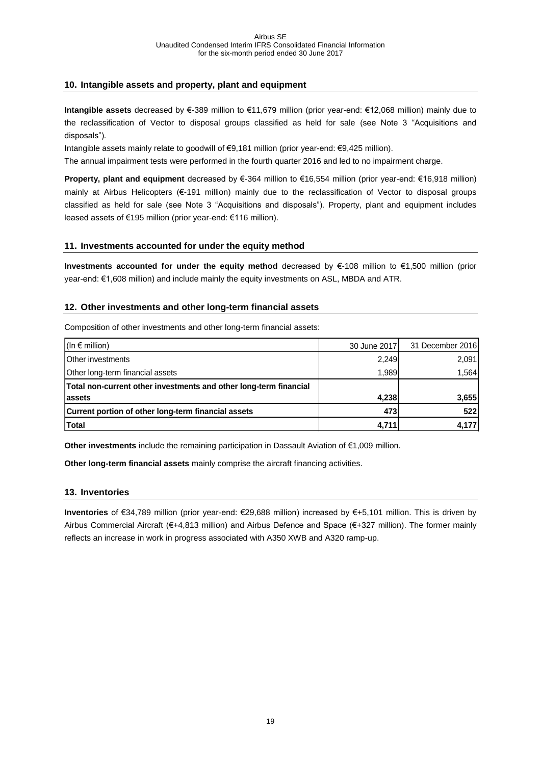## 10. Intangible assets and property, plant and equipment

**Intangible assets** decreased by €-389 million to €11,679 million (prior year-end: €12,068 million) mainly due to the reclassification of Vector to disposal groups classified as held for sale (see Note 3 "Acquisitions and disposals").

Intangible assets mainly relate to goodwill of €9,181 million (prior year-end: €9,425 million).

The annual impairment tests were performed in the fourth quarter 2016 and led to no impairment charge.

**Property, plant and equipment** decreased by €-364 million to €16,554 million (prior year-end: €16,918 million) mainly at Airbus Helicopters (€-191 million) mainly due to the reclassification of Vector to disposal groups classified as held for sale (see Note 3 "Acquisitions and disposals"). Property, plant and equipment includes leased assets of €195 million (prior year-end: €116 million).

## 11. Investments accounted for under the equity method

**Investments accounted for under the equity method** decreased by €-108 million to €1,500 million (prior year-end: €1,608 million) and include mainly the equity investments on ASL, MBDA and ATR.

## 12. Other investments and other long-term financial assets

Composition of other investments and other long-term financial assets:

| (In € million) | 30 June 2017 | 31 December 2016 |
|---|---|---|
| Other investments | 2,249 | 2,091 |
| Other long-term financial assets | 1,989 | 1,564 |
| **Total non-current other investments and other long-term financial assets** | **4,238** | **3,655** |
| **Current portion of other long-term financial assets** | **473** | **522** |
| **Total** | **4,711** | **4,177** |

**Other investments** include the remaining participation in Dassault Aviation of €1,009 million.

**Other long-term financial assets** mainly comprise the aircraft financing activities.

## 13. Inventories

**Inventories** of €34,789 million (prior year-end: €29,688 million) increased by €+5,101 million. This is driven by Airbus Commercial Aircraft (€+4,813 million) and Airbus Defence and Space (€+327 million). The former mainly reflects an increase in work in progress associated with A350 XWB and A320 ramp-up.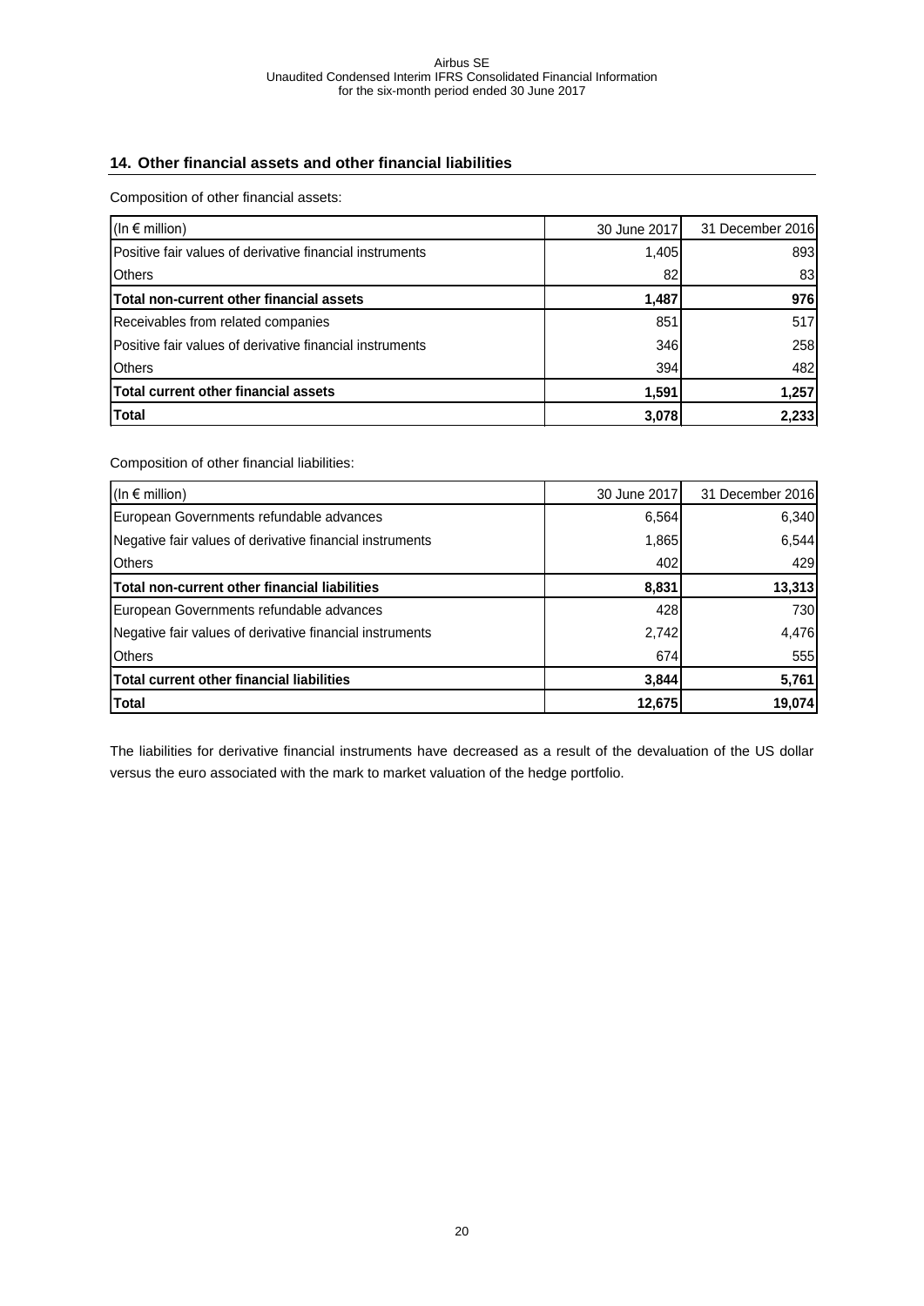## 14. Other financial assets and other financial liabilities

Composition of other financial assets:

| (In € million) | 30 June 2017 | 31 December 2016 |
|---|---|---|
| Positive fair values of derivative financial instruments | 1,405 | 893 |
| Others | 82 | 83 |
| **Total non-current other financial assets** | **1,487** | **976** |
| Receivables from related companies | 851 | 517 |
| Positive fair values of derivative financial instruments | 346 | 258 |
| Others | 394 | 482 |
| **Total current other financial assets** | **1,591** | **1,257** |
| **Total** | **3,078** | **2,233** |

Composition of other financial liabilities:

| (In € million) | 30 June 2017 | 31 December 2016 |
|---|---|---|
| European Governments refundable advances | 6,564 | 6,340 |
| Negative fair values of derivative financial instruments | 1,865 | 6,544 |
| Others | 402 | 429 |
| **Total non-current other financial liabilities** | **8,831** | **13,313** |
| European Governments refundable advances | 428 | 730 |
| Negative fair values of derivative financial instruments | 2,742 | 4,476 |
| Others | 674 | 555 |
| **Total current other financial liabilities** | **3,844** | **5,761** |
| **Total** | **12,675** | **19,074** |

The liabilities for derivative financial instruments have decreased as a result of the devaluation of the US dollar versus the euro associated with the mark to market valuation of the hedge portfolio.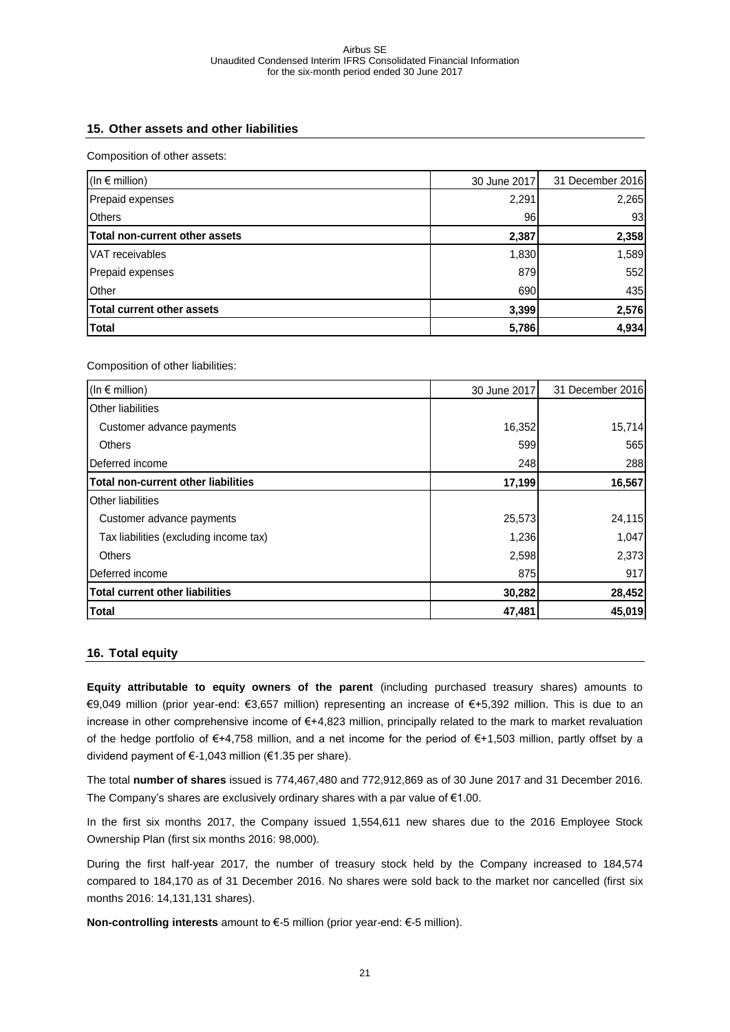## 15. Other assets and other liabilities

Composition of other assets:

| (In € million) | 30 June 2017 | 31 December 2016 |
|---|---|---|
| Prepaid expenses | 2,291 | 2,265 |
| Others | 96 | 93 |
| **Total non-current other assets** | **2,387** | **2,358** |
| VAT receivables | 1,830 | 1,589 |
| Prepaid expenses | 879 | 552 |
| Other | 690 | 435 |
| **Total current other assets** | **3,399** | **2,576** |
| **Total** | **5,786** | **4,934** |

Composition of other liabilities:

| (In € million) | 30 June 2017 | 31 December 2016 |
|---|---|---|
| Other liabilities | | |
| Customer advance payments | 16,352 | 15,714 |
| Others | 599 | 565 |
| Deferred income | 248 | 288 |
| **Total non-current other liabilities** | **17,199** | **16,567** |
| Other liabilities | | |
| Customer advance payments | 25,573 | 24,115 |
| Tax liabilities (excluding income tax) | 1,236 | 1,047 |
| Others | 2,598 | 2,373 |
| Deferred income | 875 | 917 |
| **Total current other liabilities** | **30,282** | **28,452** |
| **Total** | **47,481** | **45,019** |

## 16. Total equity

**Equity attributable to equity owners of the parent** (including purchased treasury shares) amounts to €9,049 million (prior year-end: €3,657 million) representing an increase of €+5,392 million. This is due to an increase in other comprehensive income of €+4,823 million, principally related to the mark to market revaluation of the hedge portfolio of €+4,758 million, and a net income for the period of €+1,503 million, partly offset by a dividend payment of €-1,043 million (€1.35 per share).

The total **number of shares** issued is 774,467,480 and 772,912,869 as of 30 June 2017 and 31 December 2016. The Company's shares are exclusively ordinary shares with a par value of €1.00.

In the first six months 2017, the Company issued 1,554,611 new shares due to the 2016 Employee Stock Ownership Plan (first six months 2016: 98,000).

During the first half-year 2017, the number of treasury stock held by the Company increased to 184,574 compared to 184,170 as of 31 December 2016. No shares were sold back to the market nor cancelled (first six months 2016: 14,131,131 shares).

**Non-controlling interests** amount to €-5 million (prior year-end: €-5 million).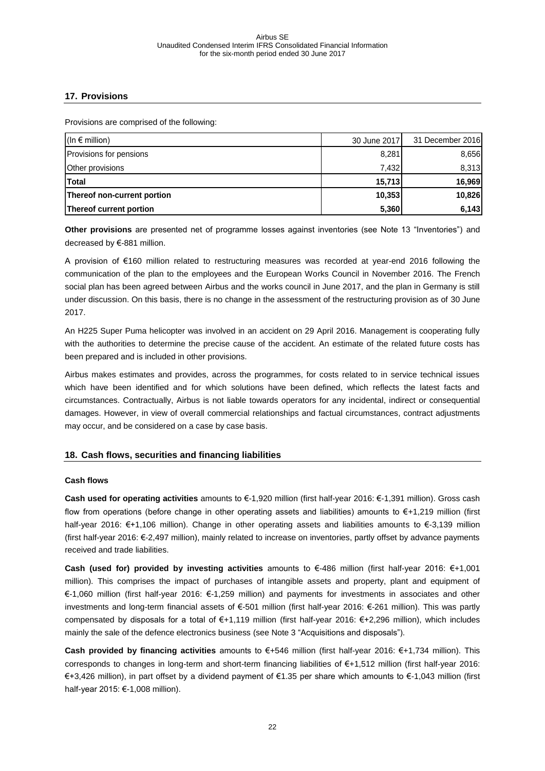## 17. Provisions

Provisions are comprised of the following:

| (In € million) | 30 June 2017 | 31 December 2016 |
|---|---|---|
| Provisions for pensions | 8,281 | 8,656 |
| Other provisions | 7,432 | 8,313 |
| **Total** | **15,713** | **16,969** |
| **Thereof non-current portion** | **10,353** | **10,826** |
| **Thereof current portion** | **5,360** | **6,143** |

**Other provisions** are presented net of programme losses against inventories (see Note 13 "Inventories") and decreased by €-881 million.

A provision of €160 million related to restructuring measures was recorded at year-end 2016 following the communication of the plan to the employees and the European Works Council in November 2016. The French social plan has been agreed between Airbus and the works council in June 2017, and the plan in Germany is still under discussion. On this basis, there is no change in the assessment of the restructuring provision as of 30 June 2017.

An H225 Super Puma helicopter was involved in an accident on 29 April 2016. Management is cooperating fully with the authorities to determine the precise cause of the accident. An estimate of the related future costs has been prepared and is included in other provisions.

Airbus makes estimates and provides, across the programmes, for costs related to in service technical issues which have been identified and for which solutions have been defined, which reflects the latest facts and circumstances. Contractually, Airbus is not liable towards operators for any incidental, indirect or consequential damages. However, in view of overall commercial relationships and factual circumstances, contract adjustments may occur, and be considered on a case by case basis.

## 18. Cash flows, securities and financing liabilities

### Cash flows

**Cash used for operating activities** amounts to €-1,920 million (first half-year 2016: €-1,391 million). Gross cash flow from operations (before change in other operating assets and liabilities) amounts to €+1,219 million (first half-year 2016: €+1,106 million). Change in other operating assets and liabilities amounts to €-3,139 million (first half-year 2016: €-2,497 million), mainly related to increase on inventories, partly offset by advance payments received and trade liabilities.

**Cash (used for) provided by investing activities** amounts to €-486 million (first half-year 2016: €+1,001 million). This comprises the impact of purchases of intangible assets and property, plant and equipment of €-1,060 million (first half-year 2016: €-1,259 million) and payments for investments in associates and other investments and long-term financial assets of €-501 million (first half-year 2016: €-261 million). This was partly compensated by disposals for a total of €+1,119 million (first half-year 2016: €+2,296 million), which includes mainly the sale of the defence electronics business (see Note 3 "Acquisitions and disposals").

**Cash provided by financing activities** amounts to €+546 million (first half-year 2016: €+1,734 million). This corresponds to changes in long-term and short-term financing liabilities of €+1,512 million (first half-year 2016: €+3,426 million), in part offset by a dividend payment of €1.35 per share which amounts to €-1,043 million (first half-year 2015: €-1,008 million).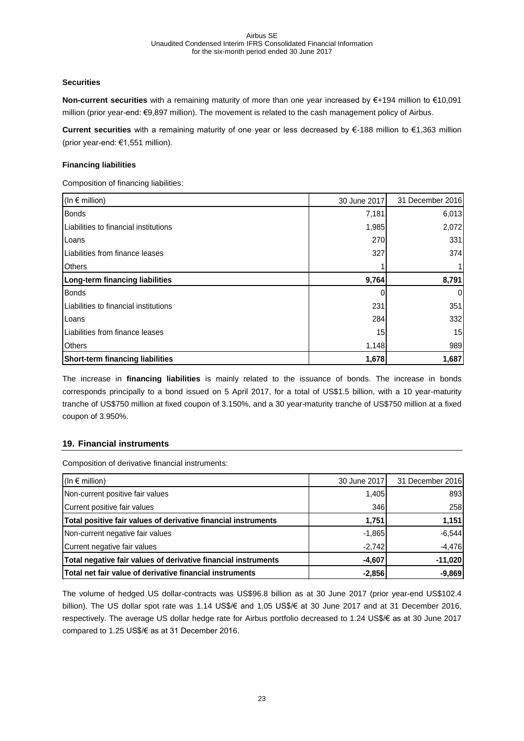### Securities

**Non-current securities** with a remaining maturity of more than one year increased by €+194 million to €10,091 million (prior year-end: €9,897 million). The movement is related to the cash management policy of Airbus.

**Current securities** with a remaining maturity of one year or less decreased by €-188 million to €1,363 million (prior year-end: €1,551 million).

### Financing liabilities

Composition of financing liabilities:

| (In € million) | 30 June 2017 | 31 December 2016 |
|---|---|---|
| Bonds | 7,181 | 6,013 |
| Liabilities to financial institutions | 1,985 | 2,072 |
| Loans | 270 | 331 |
| Liabilities from finance leases | 327 | 374 |
| Others | 1 | 1 |
| **Long-term financing liabilities** | **9,764** | **8,791** |
| Bonds | 0 | 0 |
| Liabilities to financial institutions | 231 | 351 |
| Loans | 284 | 332 |
| Liabilities from finance leases | 15 | 15 |
| Others | 1,148 | 989 |
| **Short-term financing liabilities** | **1,678** | **1,687** |

The increase in **financing liabilities** is mainly related to the issuance of bonds. The increase in bonds corresponds principally to a bond issued on 5 April 2017, for a total of US$1.5 billion, with a 10 year-maturity tranche of US$750 million at fixed coupon of 3.150%, and a 30 year-maturity tranche of US$750 million at a fixed coupon of 3.950%.

## 19. Financial instruments

Composition of derivative financial instruments:

| (In € million) | 30 June 2017 | 31 December 2016 |
|---|---|---|
| Non-current positive fair values | 1,405 | 893 |
| Current positive fair values | 346 | 258 |
| **Total positive fair values of derivative financial instruments** | **1,751** | **1,151** |
| Non-current negative fair values | -1,865 | -6,544 |
| Current negative fair values | -2,742 | -4,476 |
| **Total negative fair values of derivative financial instruments** | **-4,607** | **-11,020** |
| **Total net fair value of derivative financial instruments** | **-2,856** | **-9,869** |

The volume of hedged US dollar-contracts was US$96.8 billion as at 30 June 2017 (prior year-end US$102.4 billion). The US dollar spot rate was 1.14 US$/€ and 1.05 US$/€ at 30 June 2017 and at 31 December 2016, respectively. The average US dollar hedge rate for Airbus portfolio decreased to 1.24 US$/€ as at 30 June 2017 compared to 1.25 US$/€ as at 31 December 2016.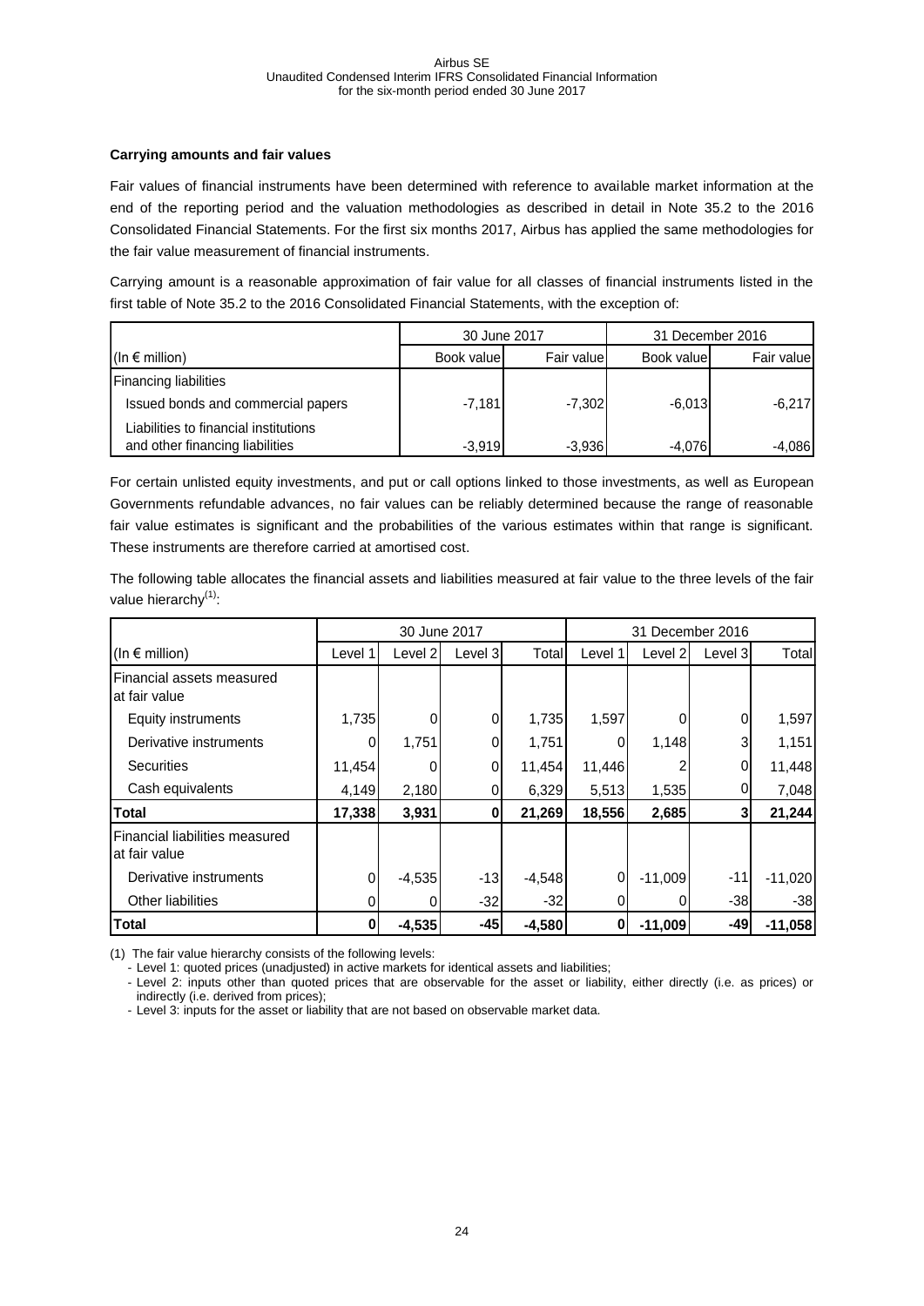**Carrying amounts and fair values**

Fair values of financial instruments have been determined with reference to available market information at the end of the reporting period and the valuation methodologies as described in detail in Note 35.2 to the 2016 Consolidated Financial Statements. For the first six months 2017, Airbus has applied the same methodologies for the fair value measurement of financial instruments.

Carrying amount is a reasonable approximation of fair value for all classes of financial instruments listed in the first table of Note 35.2 to the 2016 Consolidated Financial Statements, with the exception of:

| | 30 June 2017 | | 31 December 2016 | |
|---|---|---|---|---|
| (In € million) | Book value | Fair value | Book value | Fair value |
| Financing liabilities | | | | |
| Issued bonds and commercial papers | -7,181 | -7,302 | -6,013 | -6,217 |
| Liabilities to financial institutions and other financing liabilities | -3,919 | -3,936 | -4,076 | -4,086 |

For certain unlisted equity investments, and put or call options linked to those investments, as well as European Governments refundable advances, no fair values can be reliably determined because the range of reasonable fair value estimates is significant and the probabilities of the various estimates within that range is significant. These instruments are therefore carried at amortised cost.

The following table allocates the financial assets and liabilities measured at fair value to the three levels of the fair value hierarchy[1]:

| | 30 June 2017 | | | | 31 December 2016 | | | |
|---|---|---|---|---|---|---|---|---|
| (In € million) | Level 1 | Level 2 | Level 3 | Total | Level 1 | Level 2 | Level 3 | Total |
| Financial assets measured at fair value | | | | | | | | |
| Equity instruments | 1,735 | 0 | 0 | 1,735 | 1,597 | 0 | 0 | 1,597 |
| Derivative instruments | 0 | 1,751 | 0 | 1,751 | 0 | 1,148 | 3 | 1,151 |
| Securities | 11,454 | 0 | 0 | 11,454 | 11,446 | 2 | 0 | 11,448 |
| Cash equivalents | 4,149 | 2,180 | 0 | 6,329 | 5,513 | 1,535 | 0 | 7,048 |
| **Total** | **17,338** | **3,931** | **0** | **21,269** | **18,556** | **2,685** | **3** | **21,244** |
| Financial liabilities measured at fair value | | | | | | | | |
| Derivative instruments | 0 | -4,535 | -13 | -4,548 | 0 | -11,009 | -11 | -11,020 |
| Other liabilities | 0 | 0 | -32 | -32 | 0 | 0 | -38 | -38 |
| **Total** | **0** | **-4,535** | **-45** | **-4,580** | **0** | **-11,009** | **-49** | **-11,058** |

(1) The fair value hierarchy consists of the following levels:
- Level 1: quoted prices (unadjusted) in active markets for identical assets and liabilities;
- Level 2: inputs other than quoted prices that are observable for the asset or liability, either directly (i.e. as prices) or indirectly (i.e. derived from prices);
- Level 3: inputs for the asset or liability that are not based on observable market data.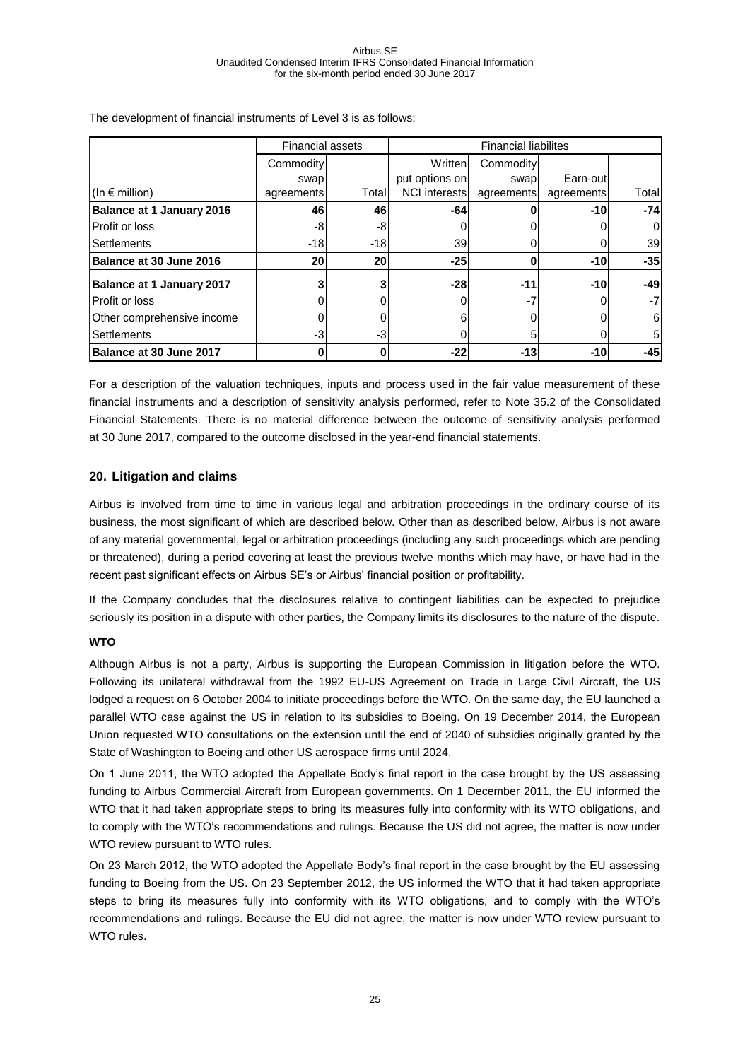The development of financial instruments of Level 3 is as follows:

| | Financial assets | | Financial liabilites | | | |
|---|---|---|---|---|---|---|
| (In € million) | Commodity swap agreements | Total | Written put options on NCI interests | Commodity swap agreements | Earn-out agreements | Total |
| **Balance at 1 January 2016** | **46** | **46** | **-64** | **0** | **-10** | **-74** |
| Profit or loss | -8 | -8 | 0 | 0 | 0 | 0 |
| Settlements | -18 | -18 | 39 | 0 | 0 | 39 |
| **Balance at 30 June 2016** | **20** | **20** | **-25** | **0** | **-10** | **-35** |
| **Balance at 1 January 2017** | **3** | **3** | **-28** | **-11** | **-10** | **-49** |
| Profit or loss | 0 | 0 | 0 | -7 | 0 | -7 |
| Other comprehensive income | 0 | 0 | 6 | 0 | 0 | 6 |
| Settlements | -3 | -3 | 0 | 5 | 0 | 5 |
| **Balance at 30 June 2017** | **0** | **0** | **-22** | **-13** | **-10** | **-45** |

For a description of the valuation techniques, inputs and process used in the fair value measurement of these financial instruments and a description of sensitivity analysis performed, refer to Note 35.2 of the Consolidated Financial Statements. There is no material difference between the outcome of sensitivity analysis performed at 30 June 2017, compared to the outcome disclosed in the year-end financial statements.

## 20. Litigation and claims

Airbus is involved from time to time in various legal and arbitration proceedings in the ordinary course of its business, the most significant of which are described below. Other than as described below, Airbus is not aware of any material governmental, legal or arbitration proceedings (including any such proceedings which are pending or threatened), during a period covering at least the previous twelve months which may have, or have had in the recent past significant effects on Airbus SE's or Airbus' financial position or profitability.

If the Company concludes that the disclosures relative to contingent liabilities can be expected to prejudice seriously its position in a dispute with other parties, the Company limits its disclosures to the nature of the dispute.

### WTO

Although Airbus is not a party, Airbus is supporting the European Commission in litigation before the WTO. Following its unilateral withdrawal from the 1992 EU-US Agreement on Trade in Large Civil Aircraft, the US lodged a request on 6 October 2004 to initiate proceedings before the WTO. On the same day, the EU launched a parallel WTO case against the US in relation to its subsidies to Boeing. On 19 December 2014, the European Union requested WTO consultations on the extension until the end of 2040 of subsidies originally granted by the State of Washington to Boeing and other US aerospace firms until 2024.

On 1 June 2011, the WTO adopted the Appellate Body's final report in the case brought by the US assessing funding to Airbus Commercial Aircraft from European governments. On 1 December 2011, the EU informed the WTO that it had taken appropriate steps to bring its measures fully into conformity with its WTO obligations, and to comply with the WTO's recommendations and rulings. Because the US did not agree, the matter is now under WTO review pursuant to WTO rules.

On 23 March 2012, the WTO adopted the Appellate Body's final report in the case brought by the EU assessing funding to Boeing from the US. On 23 September 2012, the US informed the WTO that it had taken appropriate steps to bring its measures fully into conformity with its WTO obligations, and to comply with the WTO's recommendations and rulings. Because the EU did not agree, the matter is now under WTO review pursuant to WTO rules.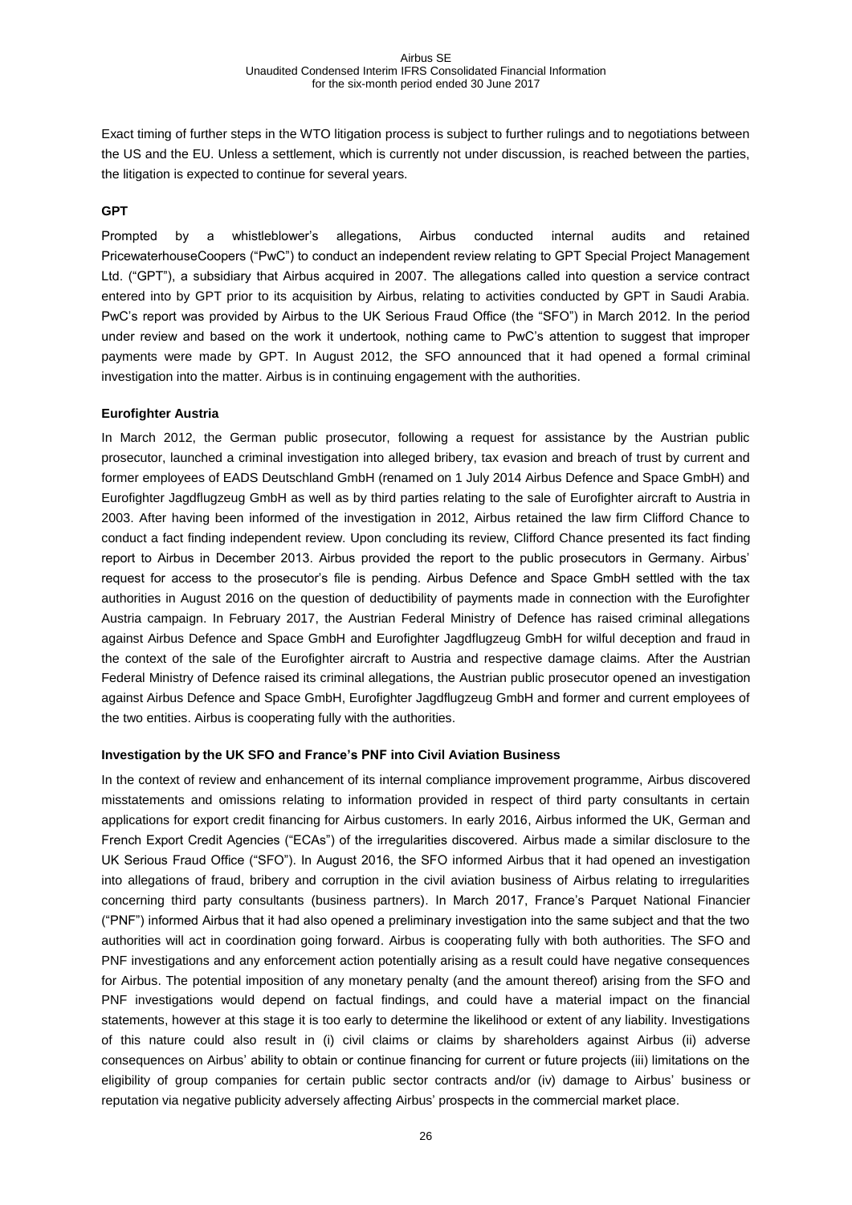Exact timing of further steps in the WTO litigation process is subject to further rulings and to negotiations between the US and the EU. Unless a settlement, which is currently not under discussion, is reached between the parties, the litigation is expected to continue for several years.

**GPT**

Prompted by a whistleblower's allegations, Airbus conducted internal audits and retained PricewaterhouseCoopers ("PwC") to conduct an independent review relating to GPT Special Project Management Ltd. ("GPT"), a subsidiary that Airbus acquired in 2007. The allegations called into question a service contract entered into by GPT prior to its acquisition by Airbus, relating to activities conducted by GPT in Saudi Arabia. PwC's report was provided by Airbus to the UK Serious Fraud Office (the "SFO") in March 2012. In the period under review and based on the work it undertook, nothing came to PwC's attention to suggest that improper payments were made by GPT. In August 2012, the SFO announced that it had opened a formal criminal investigation into the matter. Airbus is in continuing engagement with the authorities.

**Eurofighter Austria**

In March 2012, the German public prosecutor, following a request for assistance by the Austrian public prosecutor, launched a criminal investigation into alleged bribery, tax evasion and breach of trust by current and former employees of EADS Deutschland GmbH (renamed on 1 July 2014 Airbus Defence and Space GmbH) and Eurofighter Jagdflugzeug GmbH as well as by third parties relating to the sale of Eurofighter aircraft to Austria in 2003. After having been informed of the investigation in 2012, Airbus retained the law firm Clifford Chance to conduct a fact finding independent review. Upon concluding its review, Clifford Chance presented its fact finding report to Airbus in December 2013. Airbus provided the report to the public prosecutors in Germany. Airbus' request for access to the prosecutor's file is pending. Airbus Defence and Space GmbH settled with the tax authorities in August 2016 on the question of deductibility of payments made in connection with the Eurofighter Austria campaign. In February 2017, the Austrian Federal Ministry of Defence has raised criminal allegations against Airbus Defence and Space GmbH and Eurofighter Jagdflugzeug GmbH for wilful deception and fraud in the context of the sale of the Eurofighter aircraft to Austria and respective damage claims. After the Austrian Federal Ministry of Defence raised its criminal allegations, the Austrian public prosecutor opened an investigation against Airbus Defence and Space GmbH, Eurofighter Jagdflugzeug GmbH and former and current employees of the two entities. Airbus is cooperating fully with the authorities.

**Investigation by the UK SFO and France's PNF into Civil Aviation Business**

In the context of review and enhancement of its internal compliance improvement programme, Airbus discovered misstatements and omissions relating to information provided in respect of third party consultants in certain applications for export credit financing for Airbus customers. In early 2016, Airbus informed the UK, German and French Export Credit Agencies ("ECAs") of the irregularities discovered. Airbus made a similar disclosure to the UK Serious Fraud Office ("SFO"). In August 2016, the SFO informed Airbus that it had opened an investigation into allegations of fraud, bribery and corruption in the civil aviation business of Airbus relating to irregularities concerning third party consultants (business partners). In March 2017, France's Parquet National Financier ("PNF") informed Airbus that it had also opened a preliminary investigation into the same subject and that the two authorities will act in coordination going forward. Airbus is cooperating fully with both authorities. The SFO and PNF investigations and any enforcement action potentially arising as a result could have negative consequences for Airbus. The potential imposition of any monetary penalty (and the amount thereof) arising from the SFO and PNF investigations would depend on factual findings, and could have a material impact on the financial statements, however at this stage it is too early to determine the likelihood or extent of any liability. Investigations of this nature could also result in (i) civil claims or claims by shareholders against Airbus (ii) adverse consequences on Airbus' ability to obtain or continue financing for current or future projects (iii) limitations on the eligibility of group companies for certain public sector contracts and/or (iv) damage to Airbus' business or reputation via negative publicity adversely affecting Airbus' prospects in the commercial market place.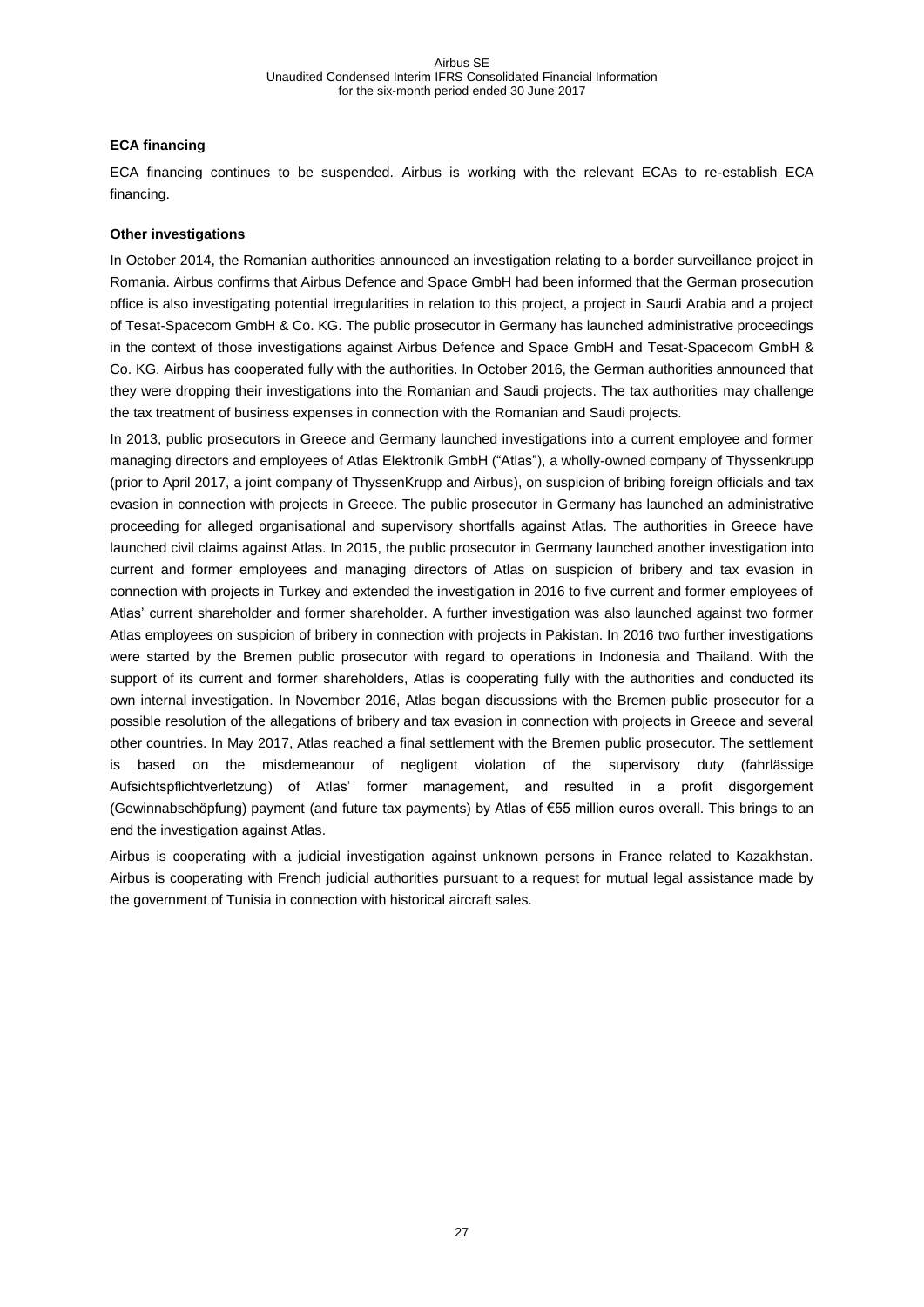**ECA financing**

ECA financing continues to be suspended. Airbus is working with the relevant ECAs to re-establish ECA financing.

**Other investigations**

In October 2014, the Romanian authorities announced an investigation relating to a border surveillance project in Romania. Airbus confirms that Airbus Defence and Space GmbH had been informed that the German prosecution office is also investigating potential irregularities in relation to this project, a project in Saudi Arabia and a project of Tesat-Spacecom GmbH & Co. KG. The public prosecutor in Germany has launched administrative proceedings in the context of those investigations against Airbus Defence and Space GmbH and Tesat-Spacecom GmbH & Co. KG. Airbus has cooperated fully with the authorities. In October 2016, the German authorities announced that they were dropping their investigations into the Romanian and Saudi projects. The tax authorities may challenge the tax treatment of business expenses in connection with the Romanian and Saudi projects.

In 2013, public prosecutors in Greece and Germany launched investigations into a current employee and former managing directors and employees of Atlas Elektronik GmbH ("Atlas"), a wholly-owned company of Thyssenkrupp (prior to April 2017, a joint company of ThyssenKrupp and Airbus), on suspicion of bribing foreign officials and tax evasion in connection with projects in Greece. The public prosecutor in Germany has launched an administrative proceeding for alleged organisational and supervisory shortfalls against Atlas. The authorities in Greece have launched civil claims against Atlas. In 2015, the public prosecutor in Germany launched another investigation into current and former employees and managing directors of Atlas on suspicion of bribery and tax evasion in connection with projects in Turkey and extended the investigation in 2016 to five current and former employees of Atlas' current shareholder and former shareholder. A further investigation was also launched against two former Atlas employees on suspicion of bribery in connection with projects in Pakistan. In 2016 two further investigations were started by the Bremen public prosecutor with regard to operations in Indonesia and Thailand. With the support of its current and former shareholders, Atlas is cooperating fully with the authorities and conducted its own internal investigation. In November 2016, Atlas began discussions with the Bremen public prosecutor for a possible resolution of the allegations of bribery and tax evasion in connection with projects in Greece and several other countries. In May 2017, Atlas reached a final settlement with the Bremen public prosecutor. The settlement is based on the misdemeanour of negligent violation of the supervisory duty (fahrlässige Aufsichtspflichtverletzung) of Atlas' former management, and resulted in a profit disgorgement (Gewinnabschöpfung) payment (and future tax payments) by Atlas of €55 million euros overall. This brings to an end the investigation against Atlas.

Airbus is cooperating with a judicial investigation against unknown persons in France related to Kazakhstan. Airbus is cooperating with French judicial authorities pursuant to a request for mutual legal assistance made by the government of Tunisia in connection with historical aircraft sales.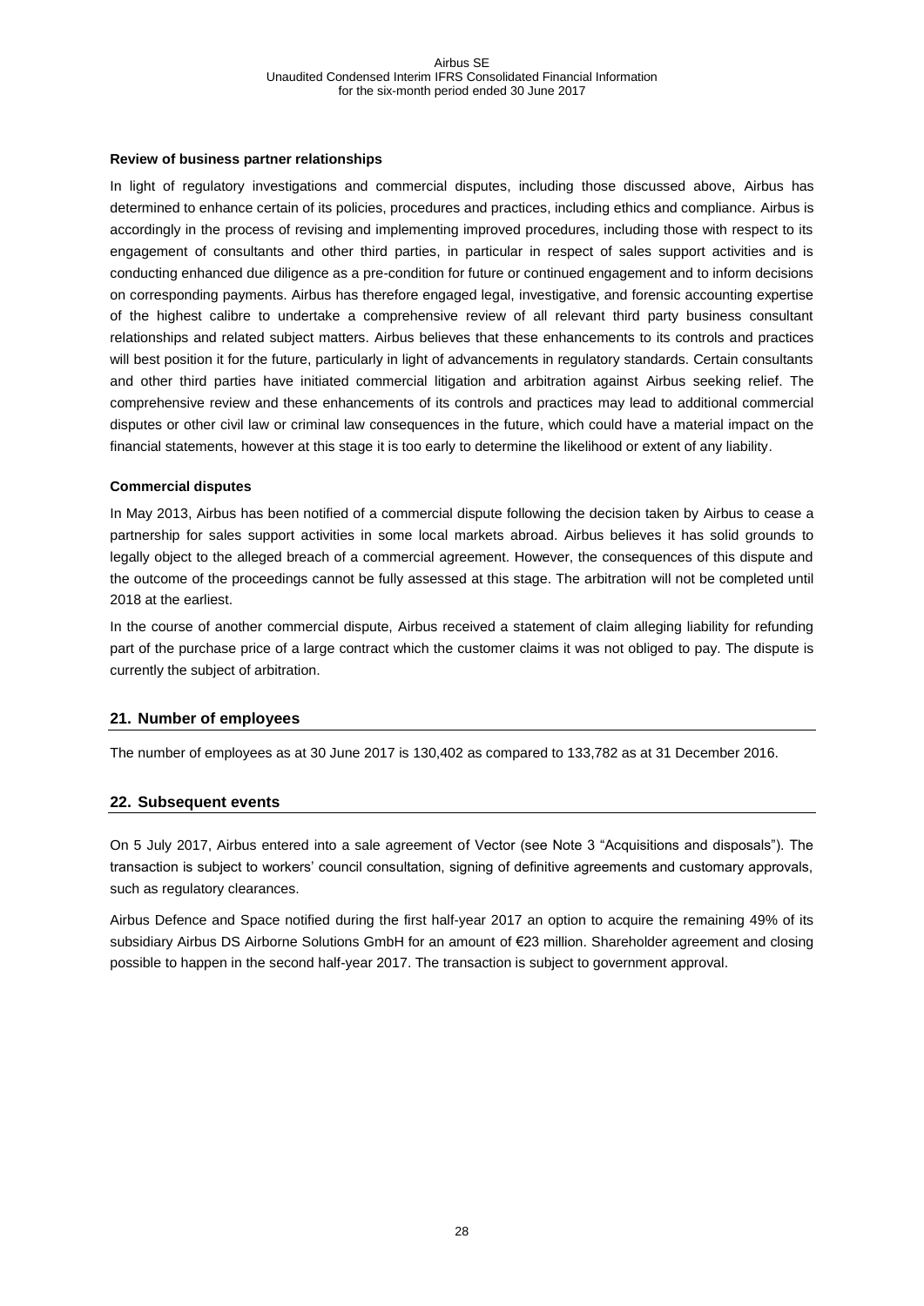**Review of business partner relationships**

In light of regulatory investigations and commercial disputes, including those discussed above, Airbus has determined to enhance certain of its policies, procedures and practices, including ethics and compliance. Airbus is accordingly in the process of revising and implementing improved procedures, including those with respect to its engagement of consultants and other third parties, in particular in respect of sales support activities and is conducting enhanced due diligence as a pre-condition for future or continued engagement and to inform decisions on corresponding payments. Airbus has therefore engaged legal, investigative, and forensic accounting expertise of the highest calibre to undertake a comprehensive review of all relevant third party business consultant relationships and related subject matters. Airbus believes that these enhancements to its controls and practices will best position it for the future, particularly in light of advancements in regulatory standards. Certain consultants and other third parties have initiated commercial litigation and arbitration against Airbus seeking relief. The comprehensive review and these enhancements of its controls and practices may lead to additional commercial disputes or other civil law or criminal law consequences in the future, which could have a material impact on the financial statements, however at this stage it is too early to determine the likelihood or extent of any liability.

**Commercial disputes**

In May 2013, Airbus has been notified of a commercial dispute following the decision taken by Airbus to cease a partnership for sales support activities in some local markets abroad. Airbus believes it has solid grounds to legally object to the alleged breach of a commercial agreement. However, the consequences of this dispute and the outcome of the proceedings cannot be fully assessed at this stage. The arbitration will not be completed until 2018 at the earliest.

In the course of another commercial dispute, Airbus received a statement of claim alleging liability for refunding part of the purchase price of a large contract which the customer claims it was not obliged to pay. The dispute is currently the subject of arbitration.

## 21. Number of employees

The number of employees as at 30 June 2017 is 130,402 as compared to 133,782 as at 31 December 2016.

## 22. Subsequent events

On 5 July 2017, Airbus entered into a sale agreement of Vector (see Note 3 "Acquisitions and disposals"). The transaction is subject to workers' council consultation, signing of definitive agreements and customary approvals, such as regulatory clearances.

Airbus Defence and Space notified during the first half-year 2017 an option to acquire the remaining 49% of its subsidiary Airbus DS Airborne Solutions GmbH for an amount of €23 million. Shareholder agreement and closing possible to happen in the second half-year 2017. The transaction is subject to government approval.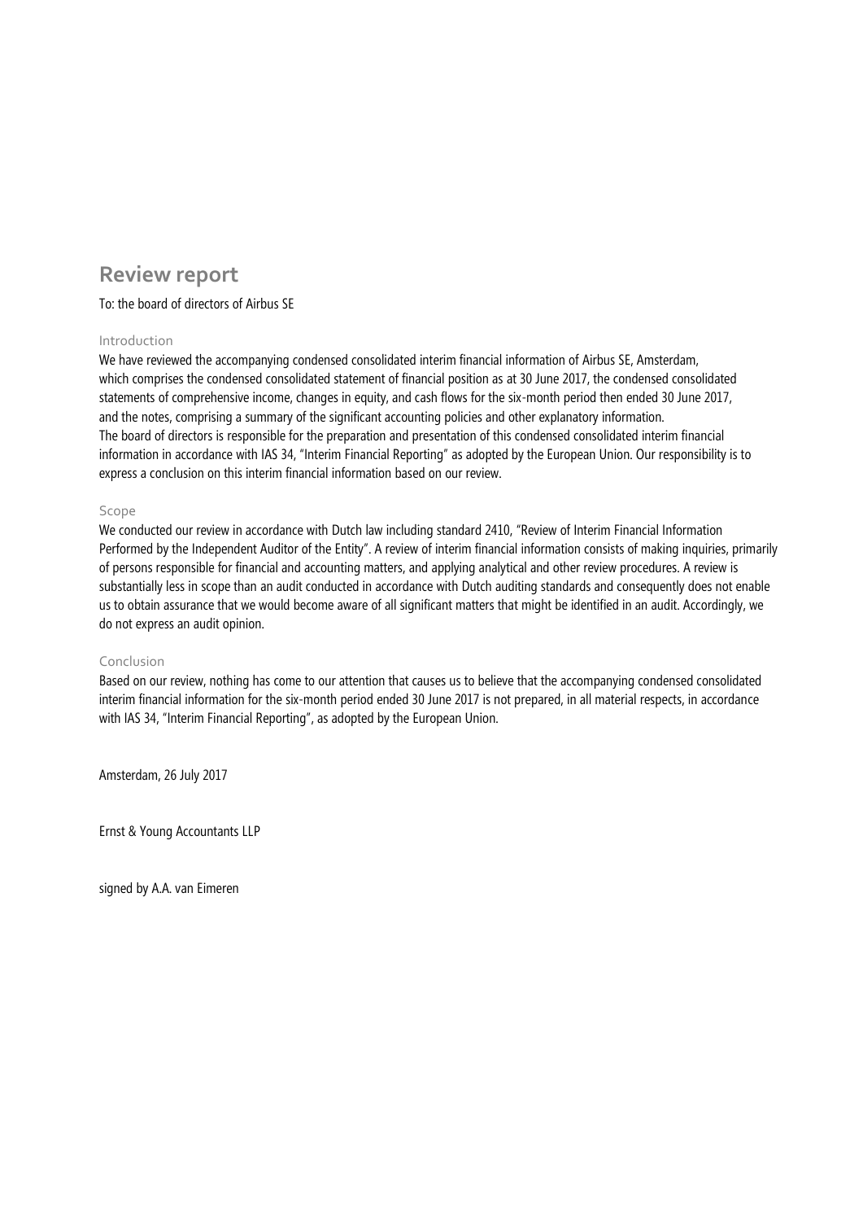# Review report

To: the board of directors of Airbus SE

### Introduction

We have reviewed the accompanying condensed consolidated interim financial information of Airbus SE, Amsterdam, which comprises the condensed consolidated statement of financial position as at 30 June 2017, the condensed consolidated statements of comprehensive income, changes in equity, and cash flows for the six-month period then ended 30 June 2017, and the notes, comprising a summary of the significant accounting policies and other explanatory information.
The board of directors is responsible for the preparation and presentation of this condensed consolidated interim financial information in accordance with IAS 34, "Interim Financial Reporting" as adopted by the European Union. Our responsibility is to express a conclusion on this interim financial information based on our review.

### Scope

We conducted our review in accordance with Dutch law including standard 2410, "Review of Interim Financial Information Performed by the Independent Auditor of the Entity". A review of interim financial information consists of making inquiries, primarily of persons responsible for financial and accounting matters, and applying analytical and other review procedures. A review is substantially less in scope than an audit conducted in accordance with Dutch auditing standards and consequently does not enable us to obtain assurance that we would become aware of all significant matters that might be identified in an audit. Accordingly, we do not express an audit opinion.

### Conclusion

Based on our review, nothing has come to our attention that causes us to believe that the accompanying condensed consolidated interim financial information for the six-month period ended 30 June 2017 is not prepared, in all material respects, in accordance with IAS 34, "Interim Financial Reporting", as adopted by the European Union.

Amsterdam, 26 July 2017

Ernst & Young Accountants LLP

signed by A.A. van Eimeren